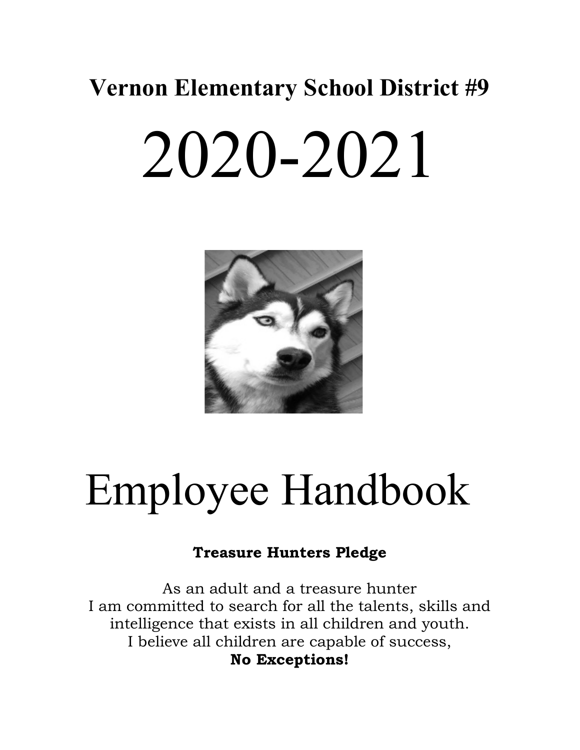# Vernon Elementary School District #9

# 2020-2021

# Employee Handbook

**Treasure Hunters Pledge**

As an adult and a treasure hunter
I am committed to search for all the talents, skills and intelligence that exists in all children and youth.
I believe all children are capable of success,
**No Exceptions!**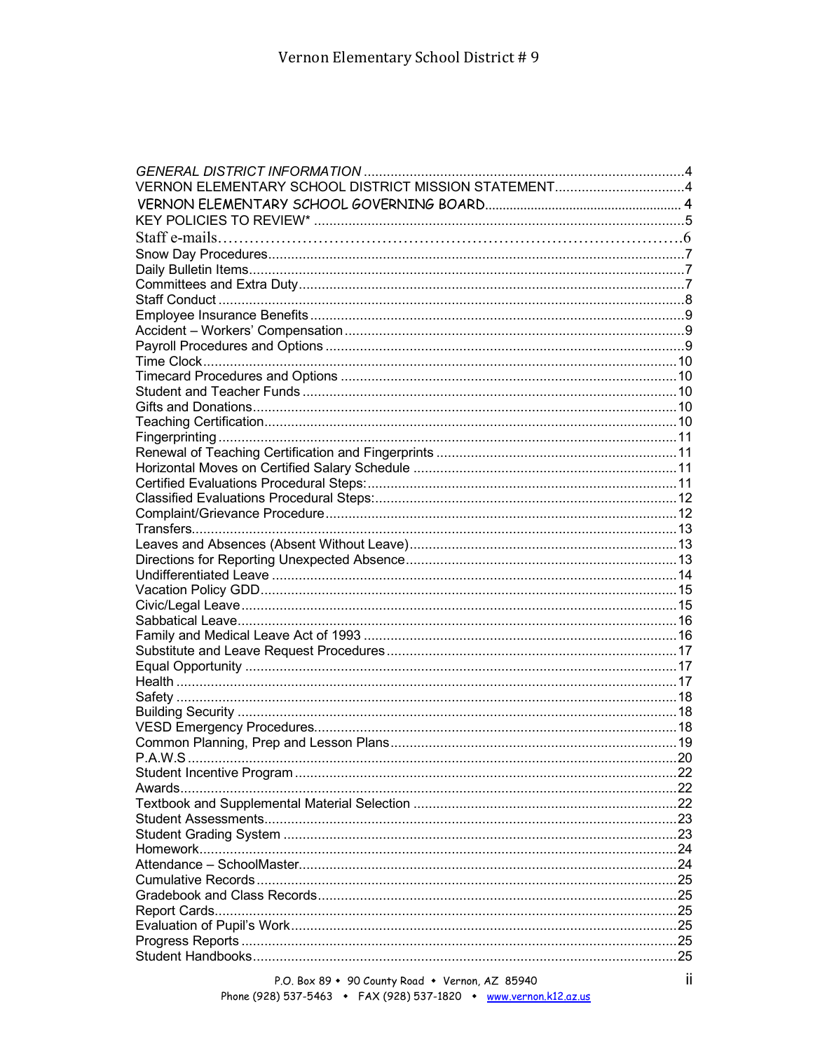*GENERAL DISTRICT INFORMATION* .......... 4
VERNON ELEMENTARY SCHOOL DISTRICT MISSION STATEMENT .......... 4
VERNON ELEMENTARY SCHOOL GOVERNING BOARD .......... 4
KEY POLICIES TO REVIEW* .......... 5
Staff e-mails .......... 6
Snow Day Procedures .......... 7
Daily Bulletin Items .......... 7
Committees and Extra Duty .......... 7
Staff Conduct .......... 8
Employee Insurance Benefits .......... 9
Accident – Workers' Compensation .......... 9
Payroll Procedures and Options .......... 9
Time Clock .......... 10
Timecard Procedures and Options .......... 10
Student and Teacher Funds .......... 10
Gifts and Donations .......... 10
Teaching Certification .......... 10
Fingerprinting .......... 11
Renewal of Teaching Certification and Fingerprints .......... 11
Horizontal Moves on Certified Salary Schedule .......... 11
Certified Evaluations Procedural Steps: .......... 11
Classified Evaluations Procedural Steps: .......... 12
Complaint/Grievance Procedure .......... 12
Transfers .......... 13
Leaves and Absences (Absent Without Leave) .......... 13
Directions for Reporting Unexpected Absence .......... 13
Undifferentiated Leave .......... 14
Vacation Policy GDD .......... 15
Civic/Legal Leave .......... 15
Sabbatical Leave .......... 16
Family and Medical Leave Act of 1993 .......... 16
Substitute and Leave Request Procedures .......... 17
Equal Opportunity .......... 17
Health .......... 17
Safety .......... 18
Building Security .......... 18
VESD Emergency Procedures .......... 18
Common Planning, Prep and Lesson Plans .......... 19
P.A.W.S .......... 20
Student Incentive Program .......... 22
Awards .......... 22
Textbook and Supplemental Material Selection .......... 22
Student Assessments .......... 23
Student Grading System .......... 23
Homework .......... 24
Attendance – SchoolMaster .......... 24
Cumulative Records .......... 25
Gradebook and Class Records .......... 25
Report Cards .......... 25
Evaluation of Pupil's Work .......... 25
Progress Reports .......... 25
Student Handbooks .......... 25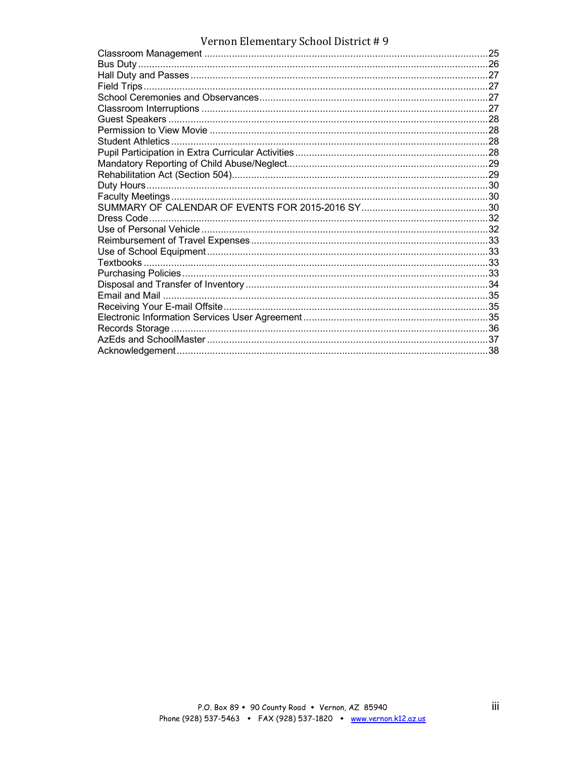Classroom Management ........................................................................................................25
Bus Duty ..................................................................................................................................26
Hall Duty and Passes ..............................................................................................................27
Field Trips ................................................................................................................................27
School Ceremonies and Observances .....................................................................................27
Classroom Interruptions ..........................................................................................................27
Guest Speakers .......................................................................................................................28
Permission to View Movie .......................................................................................................28
Student Athletics .....................................................................................................................28
Pupil Participation in Extra Curricular Activities .......................................................................28
Mandatory Reporting of Child Abuse/Neglect...........................................................................29
Rehabilitation Act (Section 504)...............................................................................................29
Duty Hours...............................................................................................................................30
Faculty Meetings......................................................................................................................30
SUMMARY OF CALENDAR OF EVENTS FOR 2015-2016 SY..............................................30
Dress Code..............................................................................................................................32
Use of Personal Vehicle ..........................................................................................................32
Reimbursement of Travel Expenses........................................................................................33
Use of School Equipment........................................................................................................33
Textbooks ................................................................................................................................33
Purchasing Policies.................................................................................................................33
Disposal and Transfer of Inventory .........................................................................................34
Email and Mail ........................................................................................................................35
Receiving Your E-mail Offsite..................................................................................................35
Electronic Information Services User Agreement ...................................................................35
Records Storage .....................................................................................................................36
AzEds and SchoolMaster ........................................................................................................37
Acknowledgement....................................................................................................................38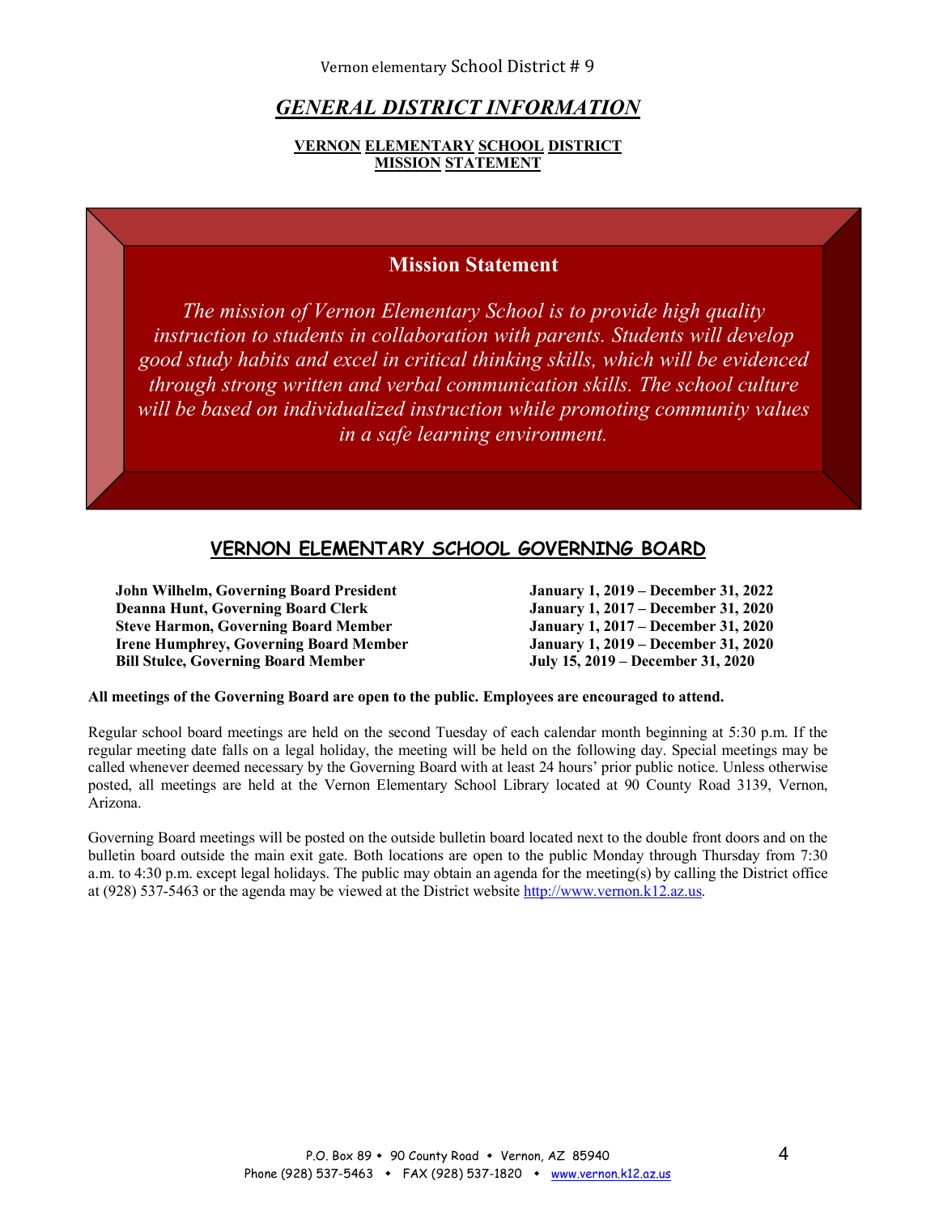# *GENERAL DISTRICT INFORMATION*

**VERNON ELEMENTARY SCHOOL DISTRICT**
**MISSION STATEMENT**

## Mission Statement

*The mission of Vernon Elementary School is to provide high quality instruction to students in collaboration with parents. Students will develop good study habits and excel in critical thinking skills, which will be evidenced through strong written and verbal communication skills. The school culture will be based on individualized instruction while promoting community values in a safe learning environment.*

## VERNON ELEMENTARY SCHOOL GOVERNING BOARD

| | |
|---|---|
| **John Wilhelm, Governing Board President** | **January 1, 2019 – December 31, 2022** |
| **Deanna Hunt, Governing Board Clerk** | **January 1, 2017 – December 31, 2020** |
| **Steve Harmon, Governing Board Member** | **January 1, 2017 – December 31, 2020** |
| **Irene Humphrey, Governing Board Member** | **January 1, 2019 – December 31, 2020** |
| **Bill Stulce, Governing Board Member** | **July 15, 2019 – December 31, 2020** |

**All meetings of the Governing Board are open to the public. Employees are encouraged to attend.**

Regular school board meetings are held on the second Tuesday of each calendar month beginning at 5:30 p.m. If the regular meeting date falls on a legal holiday, the meeting will be held on the following day. Special meetings may be called whenever deemed necessary by the Governing Board with at least 24 hours' prior public notice. Unless otherwise posted, all meetings are held at the Vernon Elementary School Library located at 90 County Road 3139, Vernon, Arizona.

Governing Board meetings will be posted on the outside bulletin board located next to the double front doors and on the bulletin board outside the main exit gate. Both locations are open to the public Monday through Thursday from 7:30 a.m. to 4:30 p.m. except legal holidays. The public may obtain an agenda for the meeting(s) by calling the District office at (928) 537-5463 or the agenda may be viewed at the District website http://www.vernon.k12.az.us.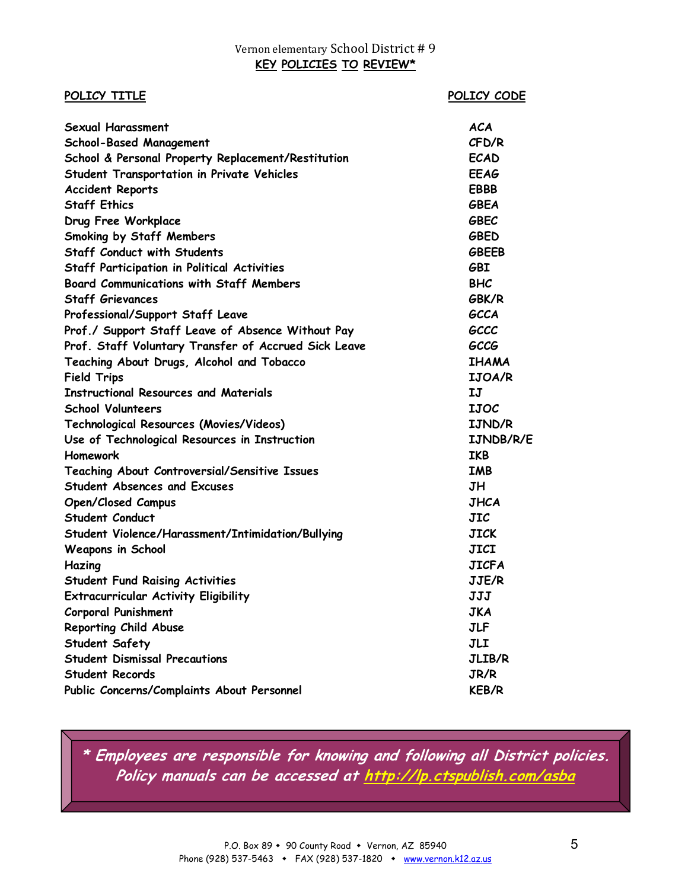# Vernon elementary School District # 9

## KEY POLICIES TO REVIEW*

| POLICY TITLE | POLICY CODE |
|---|---|
| Sexual Harassment | ACA |
| School-Based Management | CFD/R |
| School & Personal Property Replacement/Restitution | ECAD |
| Student Transportation in Private Vehicles | EEAG |
| Accident Reports | EBBB |
| Staff Ethics | GBEA |
| Drug Free Workplace | GBEC |
| Smoking by Staff Members | GBED |
| Staff Conduct with Students | GBEEB |
| Staff Participation in Political Activities | GBI |
| Board Communications with Staff Members | BHC |
| Staff Grievances | GBK/R |
| Professional/Support Staff Leave | GCCA |
| Prof./ Support Staff Leave of Absence Without Pay | GCCC |
| Prof. Staff Voluntary Transfer of Accrued Sick Leave | GCCG |
| Teaching About Drugs, Alcohol and Tobacco | IHAMA |
| Field Trips | IJOA/R |
| Instructional Resources and Materials | IJ |
| School Volunteers | IJOC |
| Technological Resources (Movies/Videos) | IJND/R |
| Use of Technological Resources in Instruction | IJNDB/R/E |
| Homework | IKB |
| Teaching About Controversial/Sensitive Issues | IMB |
| Student Absences and Excuses | JH |
| Open/Closed Campus | JHCA |
| Student Conduct | JIC |
| Student Violence/Harassment/Intimidation/Bullying | JICK |
| Weapons in School | JICI |
| Hazing | JICFA |
| Student Fund Raising Activities | JJE/R |
| Extracurricular Activity Eligibility | JJJ |
| Corporal Punishment | JKA |
| Reporting Child Abuse | JLF |
| Student Safety | JLI |
| Student Dismissal Precautions | JLIB/R |
| Student Records | JR/R |
| Public Concerns/Complaints About Personnel | KEB/R |

***\* Employees are responsible for knowing and following all District policies. Policy manuals can be accessed at http://lp.ctspublish.com/asba***

P.O. Box 89 • 90 County Road • Vernon, AZ 85940
Phone (928) 537-5463 • FAX (928) 537-1820 • www.vernon.k12.az.us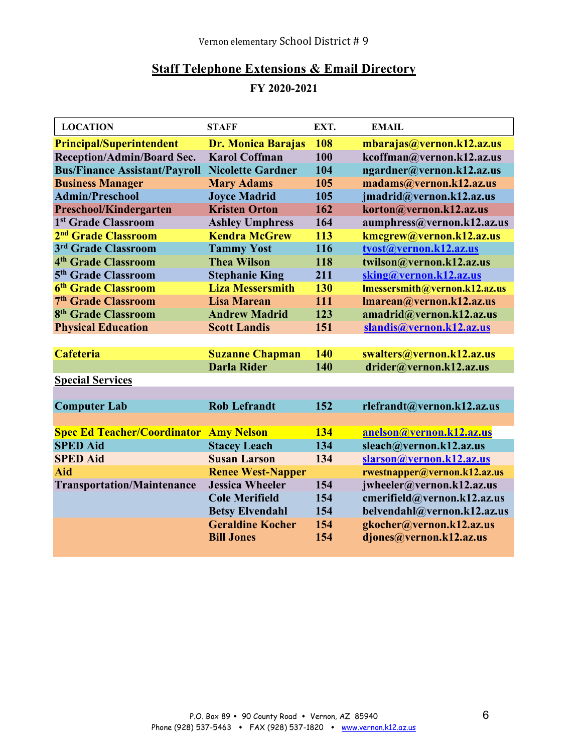Vernon elementary School District # 9

## Staff Telephone Extensions & Email Directory

### FY 2020-2021

| LOCATION | STAFF | EXT. | EMAIL |
|---|---|---|---|
| **Principal/Superintendent** | **Dr. Monica Barajas** | **108** | **mbarajas@vernon.k12.az.us** |
| **Reception/Admin/Board Sec.** | **Karol Coffman** | **100** | **kcoffman@vernon.k12.az.us** |
| **Bus/Finance Assistant/Payroll** | **Nicolette Gardner** | **104** | **ngardner@vernon.k12.az.us** |
| **Business Manager** | **Mary Adams** | **105** | **madams@vernon.k12.az.us** |
| **Admin/Preschool** | **Joyce Madrid** | **105** | **jmadrid@vernon.k12.az.us** |
| **Preschool/Kindergarten** | **Kristen Orton** | **162** | **korton@vernon.k12.az.us** |
| **1st Grade Classroom** | **Ashley Umphress** | **164** | **aumphress@vernon.k12.az.us** |
| **2nd Grade Classroom** | **Kendra McGrew** | **113** | **kmcgrew@vernon.k12.az.us** |
| **3rd Grade Classroom** | **Tammy Yost** | **116** | **tyost@vernon.k12.az.us** |
| **4th Grade Classroom** | **Thea Wilson** | **118** | **twilson@vernon.k12.az.us** |
| **5th Grade Classroom** | **Stephanie King** | **211** | **sking@vernon.k12.az.us** |
| **6th Grade Classroom** | **Liza Messersmith** | **130** | **lmessersmith@vernon.k12.az.us** |
| **7th Grade Classroom** | **Lisa Marean** | **111** | **lmarean@vernon.k12.az.us** |
| **8th Grade Classroom** | **Andrew Madrid** | **123** | **amadrid@vernon.k12.az.us** |
| **Physical Education** | **Scott Landis** | **151** | **slandis@vernon.k12.az.us** |
| | | | |
| **Cafeteria** | **Suzanne Chapman** | **140** | **swalters@vernon.k12.az.us** |
| | **Darla Rider** | **140** | **drider@vernon.k12.az.us** |
| **Special Services** | | | |
| | | | |
| **Computer Lab** | **Rob Lefrandt** | **152** | **rlefrandt@vernon.k12.az.us** |
| | | | |
| **Spec Ed Teacher/Coordinator** | **Amy Nelson** | **134** | **anelson@vernon.k12.az.us** |
| **SPED Aid** | **Stacey Leach** | **134** | **sleach@vernon.k12.az.us** |
| **SPED Aid** | **Susan Larson** | **134** | **slarson@vernon.k12.az.us** |
| **Aid** | **Renee West-Napper** | | **rwestnapper@vernon.k12.az.us** |
| **Transportation/Maintenance** | **Jessica Wheeler** | **154** | **jwheeler@vernon.k12.az.us** |
| | **Cole Merifield** | **154** | **cmerifield@vernon.k12.az.us** |
| | **Betsy Elvendahl** | **154** | **belvendahl@vernon.k12.az.us** |
| | **Geraldine Kocher** | **154** | **gkocher@vernon.k12.az.us** |
| | **Bill Jones** | **154** | **djones@vernon.k12.az.us** |

P.O. Box 89 • 90 County Road • Vernon, AZ 85940
Phone (928) 537-5463 • FAX (928) 537-1820 • www.vernon.k12.az.us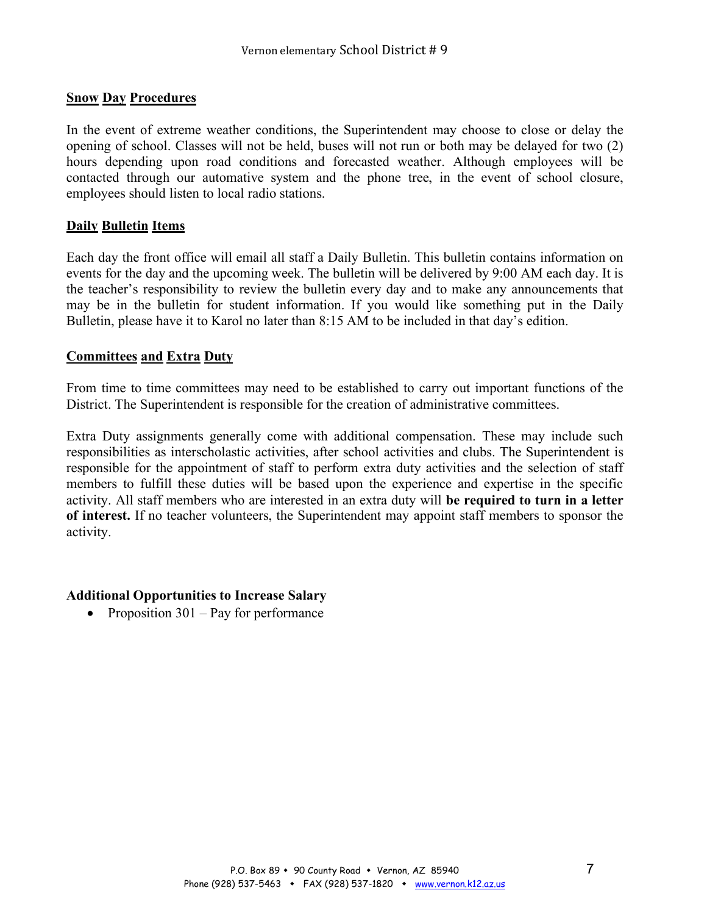## Snow Day Procedures

In the event of extreme weather conditions, the Superintendent may choose to close or delay the opening of school. Classes will not be held, buses will not run or both may be delayed for two (2) hours depending upon road conditions and forecasted weather. Although employees will be contacted through our automative system and the phone tree, in the event of school closure, employees should listen to local radio stations.

## Daily Bulletin Items

Each day the front office will email all staff a Daily Bulletin. This bulletin contains information on events for the day and the upcoming week. The bulletin will be delivered by 9:00 AM each day. It is the teacher's responsibility to review the bulletin every day and to make any announcements that may be in the bulletin for student information. If you would like something put in the Daily Bulletin, please have it to Karol no later than 8:15 AM to be included in that day's edition.

## Committees and Extra Duty

From time to time committees may need to be established to carry out important functions of the District. The Superintendent is responsible for the creation of administrative committees.

Extra Duty assignments generally come with additional compensation. These may include such responsibilities as interscholastic activities, after school activities and clubs. The Superintendent is responsible for the appointment of staff to perform extra duty activities and the selection of staff members to fulfill these duties will be based upon the experience and expertise in the specific activity. All staff members who are interested in an extra duty will **be required to turn in a letter of interest.** If no teacher volunteers, the Superintendent may appoint staff members to sponsor the activity.

**Additional Opportunities to Increase Salary**

- Proposition 301 – Pay for performance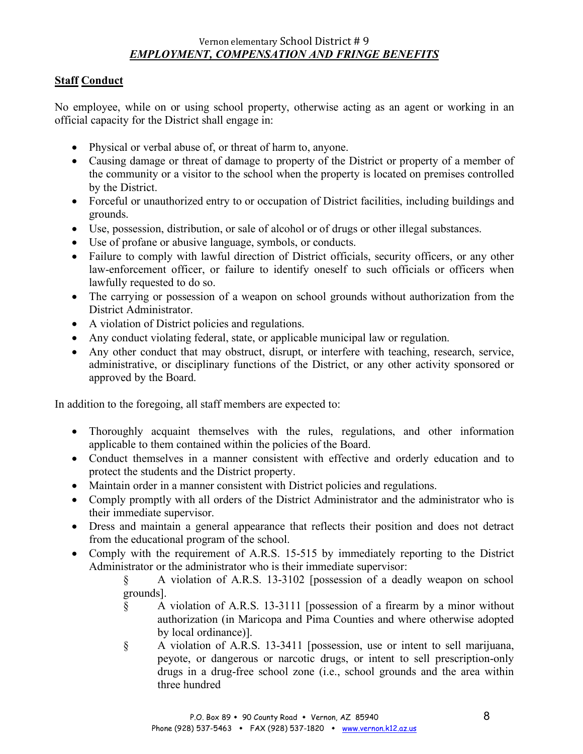## Staff Conduct

No employee, while on or using school property, otherwise acting as an agent or working in an official capacity for the District shall engage in:

- Physical or verbal abuse of, or threat of harm to, anyone.
- Causing damage or threat of damage to property of the District or property of a member of the community or a visitor to the school when the property is located on premises controlled by the District.
- Forceful or unauthorized entry to or occupation of District facilities, including buildings and grounds.
- Use, possession, distribution, or sale of alcohol or of drugs or other illegal substances.
- Use of profane or abusive language, symbols, or conducts.
- Failure to comply with lawful direction of District officials, security officers, or any other law-enforcement officer, or failure to identify oneself to such officials or officers when lawfully requested to do so.
- The carrying or possession of a weapon on school grounds without authorization from the District Administrator.
- A violation of District policies and regulations.
- Any conduct violating federal, state, or applicable municipal law or regulation.
- Any other conduct that may obstruct, disrupt, or interfere with teaching, research, service, administrative, or disciplinary functions of the District, or any other activity sponsored or approved by the Board.

In addition to the foregoing, all staff members are expected to:

- Thoroughly acquaint themselves with the rules, regulations, and other information applicable to them contained within the policies of the Board.
- Conduct themselves in a manner consistent with effective and orderly education and to protect the students and the District property.
- Maintain order in a manner consistent with District policies and regulations.
- Comply promptly with all orders of the District Administrator and the administrator who is their immediate supervisor.
- Dress and maintain a general appearance that reflects their position and does not detract from the educational program of the school.
- Comply with the requirement of A.R.S. 15-515 by immediately reporting to the District Administrator or the administrator who is their immediate supervisor:
  - § A violation of A.R.S. 13-3102 [possession of a deadly weapon on school grounds].
  - § A violation of A.R.S. 13-3111 [possession of a firearm by a minor without authorization (in Maricopa and Pima Counties and where otherwise adopted by local ordinance)].
  - § A violation of A.R.S. 13-3411 [possession, use or intent to sell marijuana, peyote, or dangerous or narcotic drugs, or intent to sell prescription-only drugs in a drug-free school zone (i.e., school grounds and the area within three hundred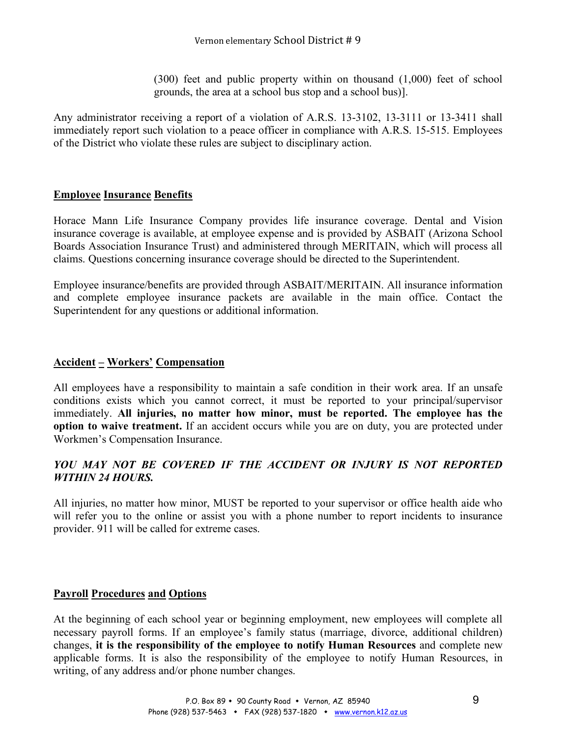(300) feet and public property within on thousand (1,000) feet of school grounds, the area at a school bus stop and a school bus)].

Any administrator receiving a report of a violation of A.R.S. 13-3102, 13-3111 or 13-3411 shall immediately report such violation to a peace officer in compliance with A.R.S. 15-515. Employees of the District who violate these rules are subject to disciplinary action.

## Employee Insurance Benefits

Horace Mann Life Insurance Company provides life insurance coverage. Dental and Vision insurance coverage is available, at employee expense and is provided by ASBAIT (Arizona School Boards Association Insurance Trust) and administered through MERITAIN, which will process all claims. Questions concerning insurance coverage should be directed to the Superintendent.

Employee insurance/benefits are provided through ASBAIT/MERITAIN. All insurance information and complete employee insurance packets are available in the main office. Contact the Superintendent for any questions or additional information.

## Accident – Workers' Compensation

All employees have a responsibility to maintain a safe condition in their work area. If an unsafe conditions exists which you cannot correct, it must be reported to your principal/supervisor immediately. **All injuries, no matter how minor, must be reported. The employee has the option to waive treatment.** If an accident occurs while you are on duty, you are protected under Workmen's Compensation Insurance.

***YOU MAY NOT BE COVERED IF THE ACCIDENT OR INJURY IS NOT REPORTED WITHIN 24 HOURS.***

All injuries, no matter how minor, MUST be reported to your supervisor or office health aide who will refer you to the online or assist you with a phone number to report incidents to insurance provider. 911 will be called for extreme cases.

## Payroll Procedures and Options

At the beginning of each school year or beginning employment, new employees will complete all necessary payroll forms. If an employee's family status (marriage, divorce, additional children) changes, **it is the responsibility of the employee to notify Human Resources** and complete new applicable forms. It is also the responsibility of the employee to notify Human Resources, in writing, of any address and/or phone number changes.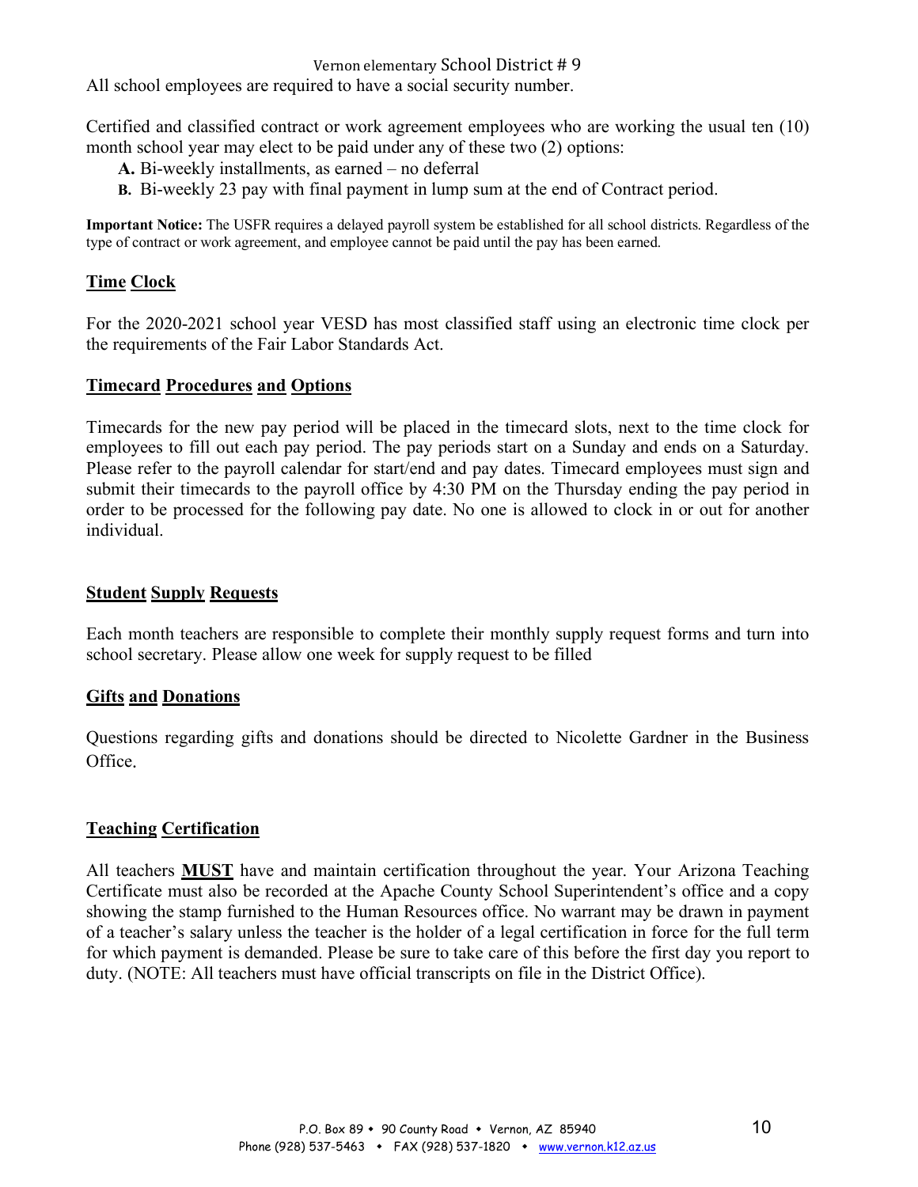All school employees are required to have a social security number.

Certified and classified contract or work agreement employees who are working the usual ten (10) month school year may elect to be paid under any of these two (2) options:

- **A.** Bi-weekly installments, as earned – no deferral
- **B.** Bi-weekly 23 pay with final payment in lump sum at the end of Contract period.

**Important Notice:** The USFR requires a delayed payroll system be established for all school districts. Regardless of the type of contract or work agreement, and employee cannot be paid until the pay has been earned.

## Time Clock

For the 2020-2021 school year VESD has most classified staff using an electronic time clock per the requirements of the Fair Labor Standards Act.

## Timecard Procedures and Options

Timecards for the new pay period will be placed in the timecard slots, next to the time clock for employees to fill out each pay period. The pay periods start on a Sunday and ends on a Saturday. Please refer to the payroll calendar for start/end and pay dates. Timecard employees must sign and submit their timecards to the payroll office by 4:30 PM on the Thursday ending the pay period in order to be processed for the following pay date. No one is allowed to clock in or out for another individual.

## Student Supply Requests

Each month teachers are responsible to complete their monthly supply request forms and turn into school secretary. Please allow one week for supply request to be filled

## Gifts and Donations

Questions regarding gifts and donations should be directed to Nicolette Gardner in the Business Office.

## Teaching Certification

All teachers **MUST** have and maintain certification throughout the year. Your Arizona Teaching Certificate must also be recorded at the Apache County School Superintendent's office and a copy showing the stamp furnished to the Human Resources office. No warrant may be drawn in payment of a teacher's salary unless the teacher is the holder of a legal certification in force for the full term for which payment is demanded. Please be sure to take care of this before the first day you report to duty. (NOTE: All teachers must have official transcripts on file in the District Office).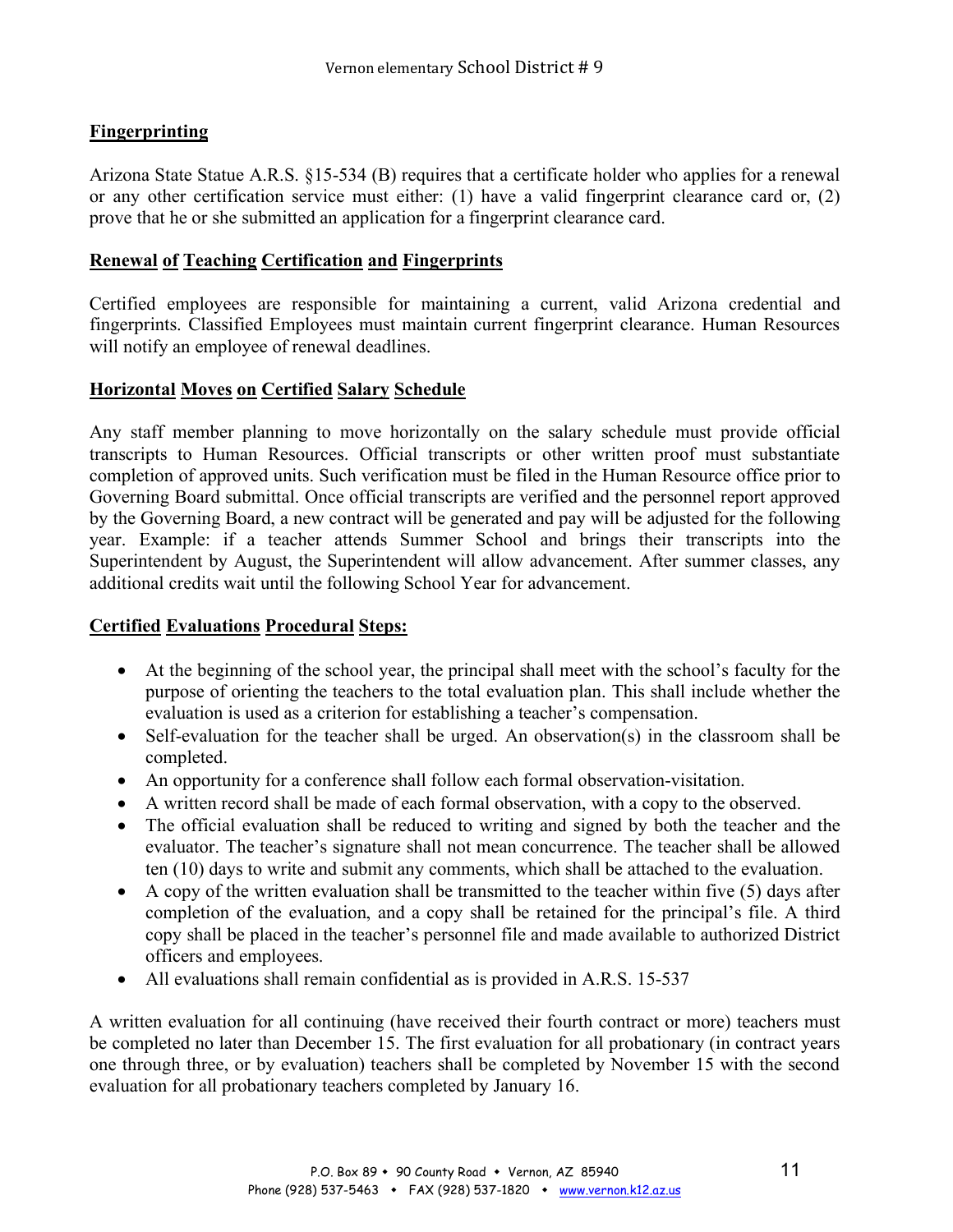## Fingerprinting

Arizona State Statue A.R.S. §15-534 (B) requires that a certificate holder who applies for a renewal or any other certification service must either: (1) have a valid fingerprint clearance card or, (2) prove that he or she submitted an application for a fingerprint clearance card.

## Renewal of Teaching Certification and Fingerprints

Certified employees are responsible for maintaining a current, valid Arizona credential and fingerprints. Classified Employees must maintain current fingerprint clearance. Human Resources will notify an employee of renewal deadlines.

## Horizontal Moves on Certified Salary Schedule

Any staff member planning to move horizontally on the salary schedule must provide official transcripts to Human Resources. Official transcripts or other written proof must substantiate completion of approved units. Such verification must be filed in the Human Resource office prior to Governing Board submittal. Once official transcripts are verified and the personnel report approved by the Governing Board, a new contract will be generated and pay will be adjusted for the following year. Example: if a teacher attends Summer School and brings their transcripts into the Superintendent by August, the Superintendent will allow advancement. After summer classes, any additional credits wait until the following School Year for advancement.

## Certified Evaluations Procedural Steps:

- At the beginning of the school year, the principal shall meet with the school's faculty for the purpose of orienting the teachers to the total evaluation plan. This shall include whether the evaluation is used as a criterion for establishing a teacher's compensation.
- Self-evaluation for the teacher shall be urged. An observation(s) in the classroom shall be completed.
- An opportunity for a conference shall follow each formal observation-visitation.
- A written record shall be made of each formal observation, with a copy to the observed.
- The official evaluation shall be reduced to writing and signed by both the teacher and the evaluator. The teacher's signature shall not mean concurrence. The teacher shall be allowed ten (10) days to write and submit any comments, which shall be attached to the evaluation.
- A copy of the written evaluation shall be transmitted to the teacher within five (5) days after completion of the evaluation, and a copy shall be retained for the principal's file. A third copy shall be placed in the teacher's personnel file and made available to authorized District officers and employees.
- All evaluations shall remain confidential as is provided in A.R.S. 15-537

A written evaluation for all continuing (have received their fourth contract or more) teachers must be completed no later than December 15. The first evaluation for all probationary (in contract years one through three, or by evaluation) teachers shall be completed by November 15 with the second evaluation for all probationary teachers completed by January 16.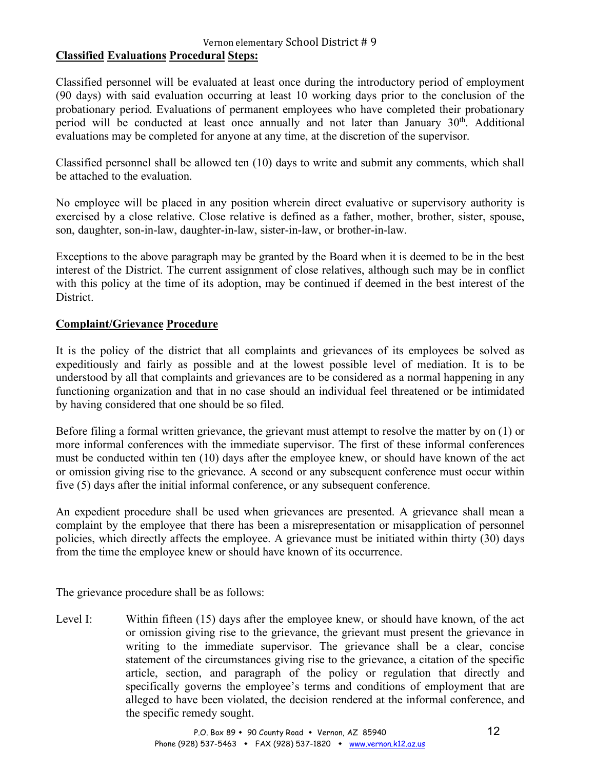## Classified Evaluations Procedural Steps:

Classified personnel will be evaluated at least once during the introductory period of employment (90 days) with said evaluation occurring at least 10 working days prior to the conclusion of the probationary period. Evaluations of permanent employees who have completed their probationary period will be conducted at least once annually and not later than January 30th. Additional evaluations may be completed for anyone at any time, at the discretion of the supervisor.

Classified personnel shall be allowed ten (10) days to write and submit any comments, which shall be attached to the evaluation.

No employee will be placed in any position wherein direct evaluative or supervisory authority is exercised by a close relative. Close relative is defined as a father, mother, brother, sister, spouse, son, daughter, son-in-law, daughter-in-law, sister-in-law, or brother-in-law.

Exceptions to the above paragraph may be granted by the Board when it is deemed to be in the best interest of the District. The current assignment of close relatives, although such may be in conflict with this policy at the time of its adoption, may be continued if deemed in the best interest of the District.

## Complaint/Grievance Procedure

It is the policy of the district that all complaints and grievances of its employees be solved as expeditiously and fairly as possible and at the lowest possible level of mediation. It is to be understood by all that complaints and grievances are to be considered as a normal happening in any functioning organization and that in no case should an individual feel threatened or be intimidated by having considered that one should be so filed.

Before filing a formal written grievance, the grievant must attempt to resolve the matter by on (1) or more informal conferences with the immediate supervisor. The first of these informal conferences must be conducted within ten (10) days after the employee knew, or should have known of the act or omission giving rise to the grievance. A second or any subsequent conference must occur within five (5) days after the initial informal conference, or any subsequent conference.

An expedient procedure shall be used when grievances are presented. A grievance shall mean a complaint by the employee that there has been a misrepresentation or misapplication of personnel policies, which directly affects the employee. A grievance must be initiated within thirty (30) days from the time the employee knew or should have known of its occurrence.

The grievance procedure shall be as follows:

Level I: Within fifteen (15) days after the employee knew, or should have known, of the act or omission giving rise to the grievance, the grievant must present the grievance in writing to the immediate supervisor. The grievance shall be a clear, concise statement of the circumstances giving rise to the grievance, a citation of the specific article, section, and paragraph of the policy or regulation that directly and specifically governs the employee's terms and conditions of employment that are alleged to have been violated, the decision rendered at the informal conference, and the specific remedy sought.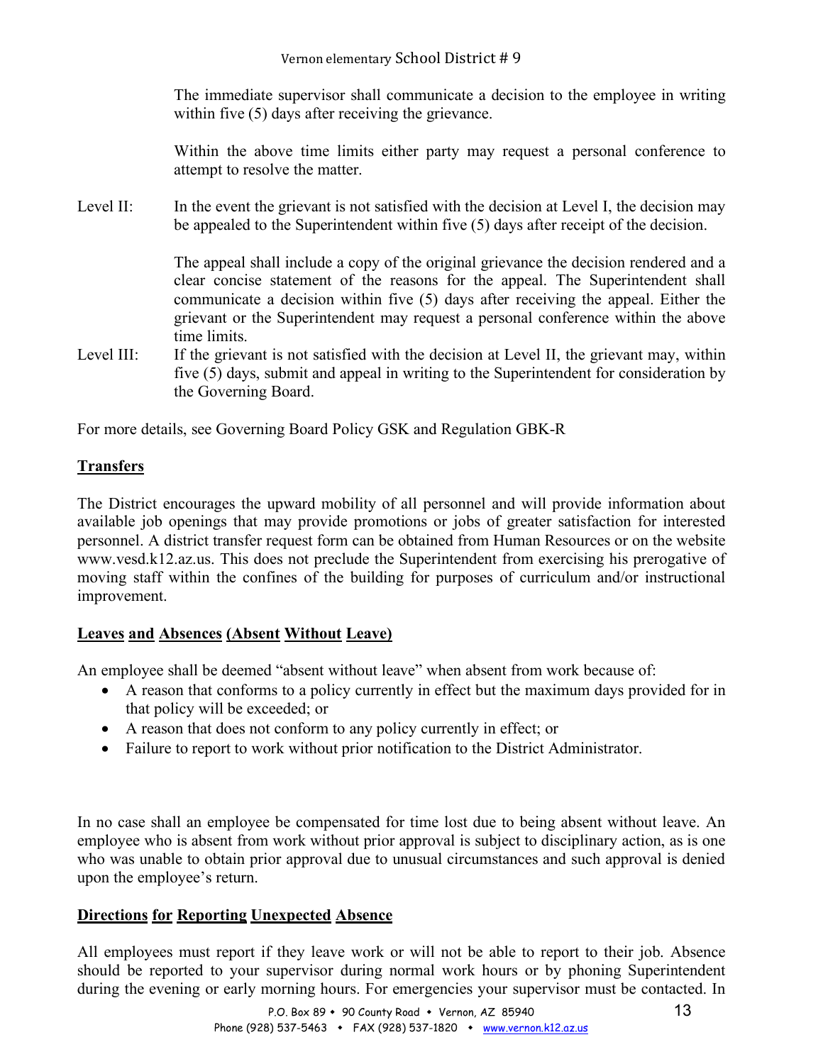The immediate supervisor shall communicate a decision to the employee in writing within five (5) days after receiving the grievance.

Within the above time limits either party may request a personal conference to attempt to resolve the matter.

Level II: In the event the grievant is not satisfied with the decision at Level I, the decision may be appealed to the Superintendent within five (5) days after receipt of the decision.

The appeal shall include a copy of the original grievance the decision rendered and a clear concise statement of the reasons for the appeal. The Superintendent shall communicate a decision within five (5) days after receiving the appeal. Either the grievant or the Superintendent may request a personal conference within the above time limits.

Level III: If the grievant is not satisfied with the decision at Level II, the grievant may, within five (5) days, submit and appeal in writing to the Superintendent for consideration by the Governing Board.

For more details, see Governing Board Policy GSK and Regulation GBK-R

## Transfers

The District encourages the upward mobility of all personnel and will provide information about available job openings that may provide promotions or jobs of greater satisfaction for interested personnel. A district transfer request form can be obtained from Human Resources or on the website www.vesd.k12.az.us. This does not preclude the Superintendent from exercising his prerogative of moving staff within the confines of the building for purposes of curriculum and/or instructional improvement.

## Leaves and Absences (Absent Without Leave)

An employee shall be deemed "absent without leave" when absent from work because of:

- A reason that conforms to a policy currently in effect but the maximum days provided for in that policy will be exceeded; or
- A reason that does not conform to any policy currently in effect; or
- Failure to report to work without prior notification to the District Administrator.

In no case shall an employee be compensated for time lost due to being absent without leave. An employee who is absent from work without prior approval is subject to disciplinary action, as is one who was unable to obtain prior approval due to unusual circumstances and such approval is denied upon the employee's return.

## Directions for Reporting Unexpected Absence

All employees must report if they leave work or will not be able to report to their job. Absence should be reported to your supervisor during normal work hours or by phoning Superintendent during the evening or early morning hours. For emergencies your supervisor must be contacted. In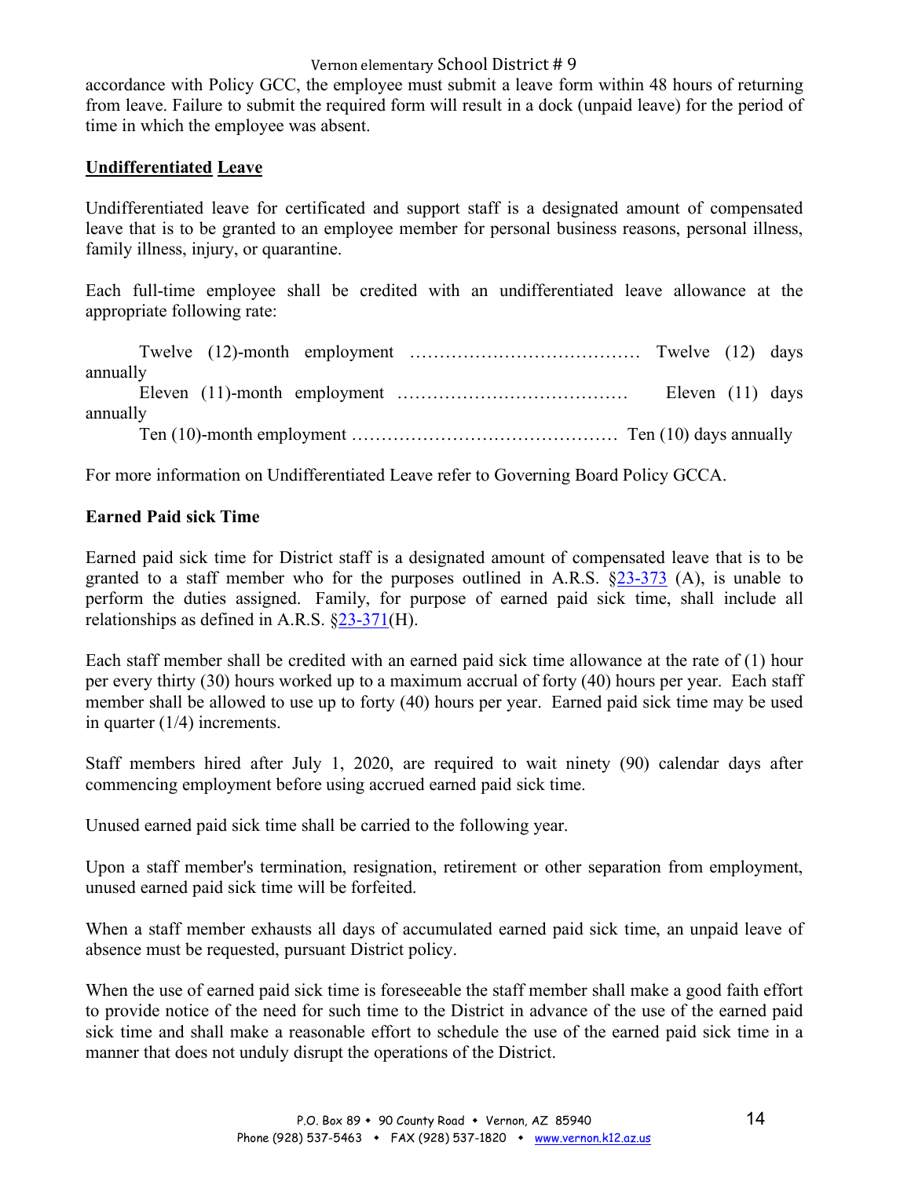accordance with Policy GCC, the employee must submit a leave form within 48 hours of returning from leave. Failure to submit the required form will result in a dock (unpaid leave) for the period of time in which the employee was absent.

**Undifferentiated Leave**

Undifferentiated leave for certificated and support staff is a designated amount of compensated leave that is to be granted to an employee member for personal business reasons, personal illness, family illness, injury, or quarantine.

Each full-time employee shall be credited with an undifferentiated leave allowance at the appropriate following rate:

Twelve (12)-month employment ………………………………… Twelve (12) days annually
Eleven (11)-month employment ………………………………… Eleven (11) days annually
Ten (10)-month employment ……………………………………… Ten (10) days annually

For more information on Undifferentiated Leave refer to Governing Board Policy GCCA.

**Earned Paid sick Time**

Earned paid sick time for District staff is a designated amount of compensated leave that is to be granted to a staff member who for the purposes outlined in A.R.S. §23-373 (A), is unable to perform the duties assigned. Family, for purpose of earned paid sick time, shall include all relationships as defined in A.R.S. §23-371(H).

Each staff member shall be credited with an earned paid sick time allowance at the rate of (1) hour per every thirty (30) hours worked up to a maximum accrual of forty (40) hours per year. Each staff member shall be allowed to use up to forty (40) hours per year. Earned paid sick time may be used in quarter (1/4) increments.

Staff members hired after July 1, 2020, are required to wait ninety (90) calendar days after commencing employment before using accrued earned paid sick time.

Unused earned paid sick time shall be carried to the following year.

Upon a staff member's termination, resignation, retirement or other separation from employment, unused earned paid sick time will be forfeited.

When a staff member exhausts all days of accumulated earned paid sick time, an unpaid leave of absence must be requested, pursuant District policy.

When the use of earned paid sick time is foreseeable the staff member shall make a good faith effort to provide notice of the need for such time to the District in advance of the use of the earned paid sick time and shall make a reasonable effort to schedule the use of the earned paid sick time in a manner that does not unduly disrupt the operations of the District.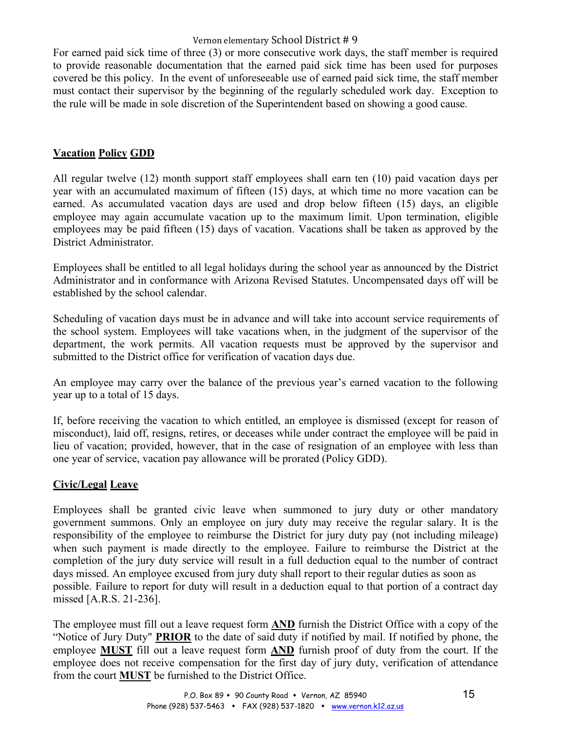For earned paid sick time of three (3) or more consecutive work days, the staff member is required to provide reasonable documentation that the earned paid sick time has been used for purposes covered be this policy. In the event of unforeseeable use of earned paid sick time, the staff member must contact their supervisor by the beginning of the regularly scheduled work day. Exception to the rule will be made in sole discretion of the Superintendent based on showing a good cause.

## **Vacation Policy GDD**

All regular twelve (12) month support staff employees shall earn ten (10) paid vacation days per year with an accumulated maximum of fifteen (15) days, at which time no more vacation can be earned. As accumulated vacation days are used and drop below fifteen (15) days, an eligible employee may again accumulate vacation up to the maximum limit. Upon termination, eligible employees may be paid fifteen (15) days of vacation. Vacations shall be taken as approved by the District Administrator.

Employees shall be entitled to all legal holidays during the school year as announced by the District Administrator and in conformance with Arizona Revised Statutes. Uncompensated days off will be established by the school calendar.

Scheduling of vacation days must be in advance and will take into account service requirements of the school system. Employees will take vacations when, in the judgment of the supervisor of the department, the work permits. All vacation requests must be approved by the supervisor and submitted to the District office for verification of vacation days due.

An employee may carry over the balance of the previous year's earned vacation to the following year up to a total of 15 days.

If, before receiving the vacation to which entitled, an employee is dismissed (except for reason of misconduct), laid off, resigns, retires, or deceases while under contract the employee will be paid in lieu of vacation; provided, however, that in the case of resignation of an employee with less than one year of service, vacation pay allowance will be prorated (Policy GDD).

## **Civic/Legal Leave**

Employees shall be granted civic leave when summoned to jury duty or other mandatory government summons. Only an employee on jury duty may receive the regular salary. It is the responsibility of the employee to reimburse the District for jury duty pay (not including mileage) when such payment is made directly to the employee. Failure to reimburse the District at the completion of the jury duty service will result in a full deduction equal to the number of contract days missed. An employee excused from jury duty shall report to their regular duties as soon as possible. Failure to report for duty will result in a deduction equal to that portion of a contract day missed [A.R.S. 21-236].

The employee must fill out a leave request form **AND** furnish the District Office with a copy of the "Notice of Jury Duty" **PRIOR** to the date of said duty if notified by mail. If notified by phone, the employee **MUST** fill out a leave request form **AND** furnish proof of duty from the court. If the employee does not receive compensation for the first day of jury duty, verification of attendance from the court **MUST** be furnished to the District Office.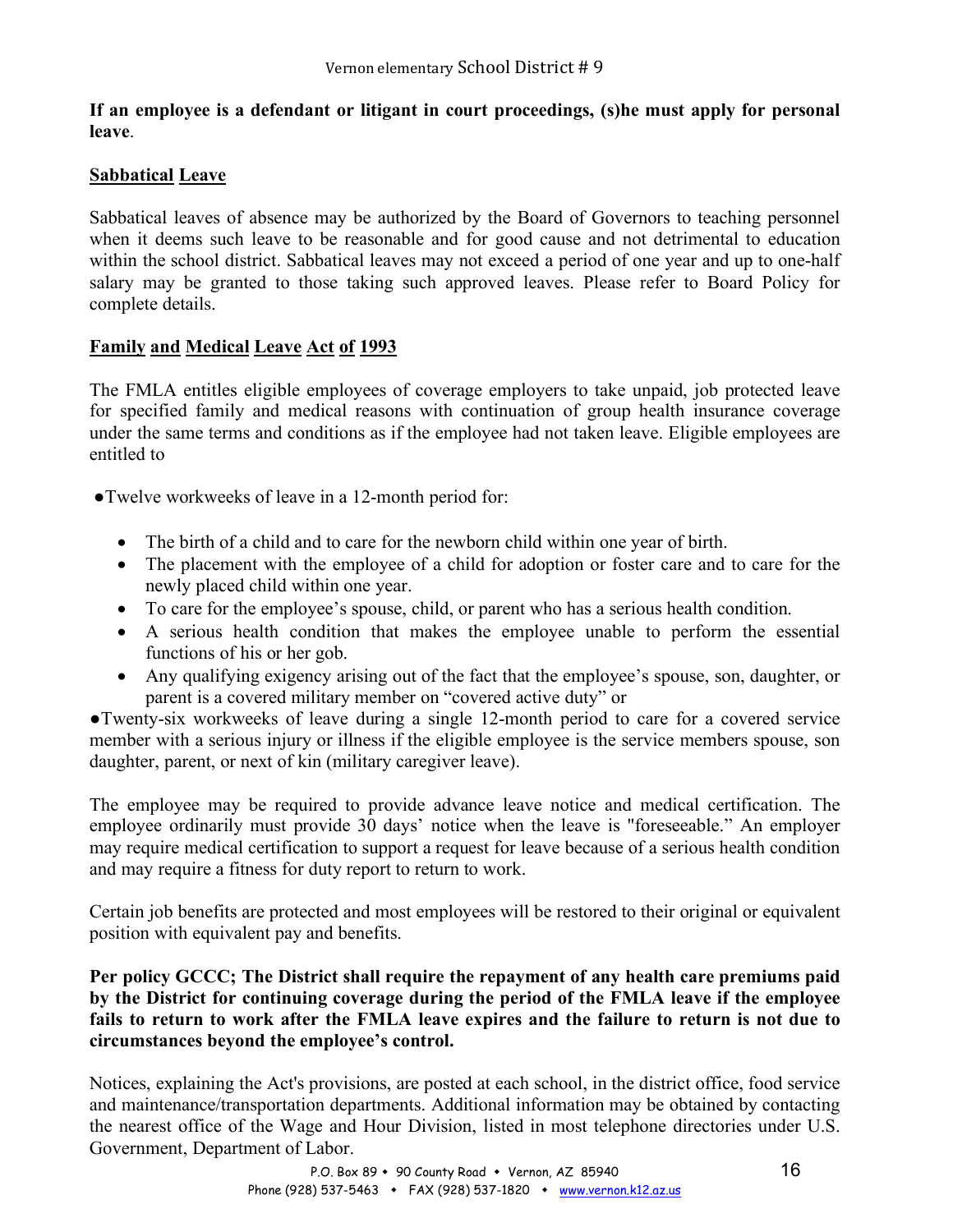**If an employee is a defendant or litigant in court proceedings, (s)he must apply for personal leave**.

## Sabbatical Leave

Sabbatical leaves of absence may be authorized by the Board of Governors to teaching personnel when it deems such leave to be reasonable and for good cause and not detrimental to education within the school district. Sabbatical leaves may not exceed a period of one year and up to one-half salary may be granted to those taking such approved leaves. Please refer to Board Policy for complete details.

## Family and Medical Leave Act of 1993

The FMLA entitles eligible employees of coverage employers to take unpaid, job protected leave for specified family and medical reasons with continuation of group health insurance coverage under the same terms and conditions as if the employee had not taken leave. Eligible employees are entitled to

- Twelve workweeks of leave in a 12-month period for:
  - The birth of a child and to care for the newborn child within one year of birth.
  - The placement with the employee of a child for adoption or foster care and to care for the newly placed child within one year.
  - To care for the employee's spouse, child, or parent who has a serious health condition.
  - A serious health condition that makes the employee unable to perform the essential functions of his or her gob.
  - Any qualifying exigency arising out of the fact that the employee's spouse, son, daughter, or parent is a covered military member on "covered active duty" or
- Twenty-six workweeks of leave during a single 12-month period to care for a covered service member with a serious injury or illness if the eligible employee is the service members spouse, son daughter, parent, or next of kin (military caregiver leave).

The employee may be required to provide advance leave notice and medical certification. The employee ordinarily must provide 30 days' notice when the leave is "foreseeable." An employer may require medical certification to support a request for leave because of a serious health condition and may require a fitness for duty report to return to work.

Certain job benefits are protected and most employees will be restored to their original or equivalent position with equivalent pay and benefits.

**Per policy GCCC; The District shall require the repayment of any health care premiums paid by the District for continuing coverage during the period of the FMLA leave if the employee fails to return to work after the FMLA leave expires and the failure to return is not due to circumstances beyond the employee's control.**

Notices, explaining the Act's provisions, are posted at each school, in the district office, food service and maintenance/transportation departments. Additional information may be obtained by contacting the nearest office of the Wage and Hour Division, listed in most telephone directories under U.S. Government, Department of Labor.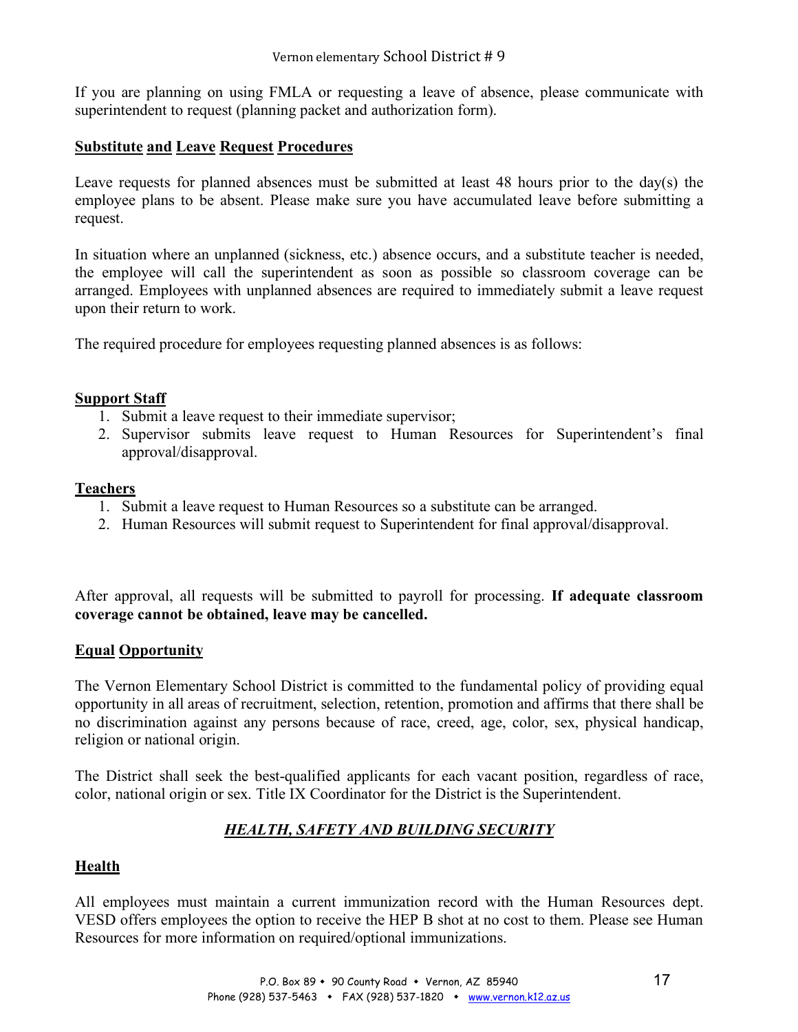If you are planning on using FMLA or requesting a leave of absence, please communicate with superintendent to request (planning packet and authorization form).

## Substitute and Leave Request Procedures

Leave requests for planned absences must be submitted at least 48 hours prior to the day(s) the employee plans to be absent. Please make sure you have accumulated leave before submitting a request.

In situation where an unplanned (sickness, etc.) absence occurs, and a substitute teacher is needed, the employee will call the superintendent as soon as possible so classroom coverage can be arranged. Employees with unplanned absences are required to immediately submit a leave request upon their return to work.

The required procedure for employees requesting planned absences is as follows:

### Support Staff

1. Submit a leave request to their immediate supervisor;
2. Supervisor submits leave request to Human Resources for Superintendent's final approval/disapproval.

### Teachers

1. Submit a leave request to Human Resources so a substitute can be arranged.
2. Human Resources will submit request to Superintendent for final approval/disapproval.

After approval, all requests will be submitted to payroll for processing. **If adequate classroom coverage cannot be obtained, leave may be cancelled.**

## Equal Opportunity

The Vernon Elementary School District is committed to the fundamental policy of providing equal opportunity in all areas of recruitment, selection, retention, promotion and affirms that there shall be no discrimination against any persons because of race, creed, age, color, sex, physical handicap, religion or national origin.

The District shall seek the best-qualified applicants for each vacant position, regardless of race, color, national origin or sex. Title IX Coordinator for the District is the Superintendent.

# ***HEALTH, SAFETY AND BUILDING SECURITY***

## Health

All employees must maintain a current immunization record with the Human Resources dept. VESD offers employees the option to receive the HEP B shot at no cost to them. Please see Human Resources for more information on required/optional immunizations.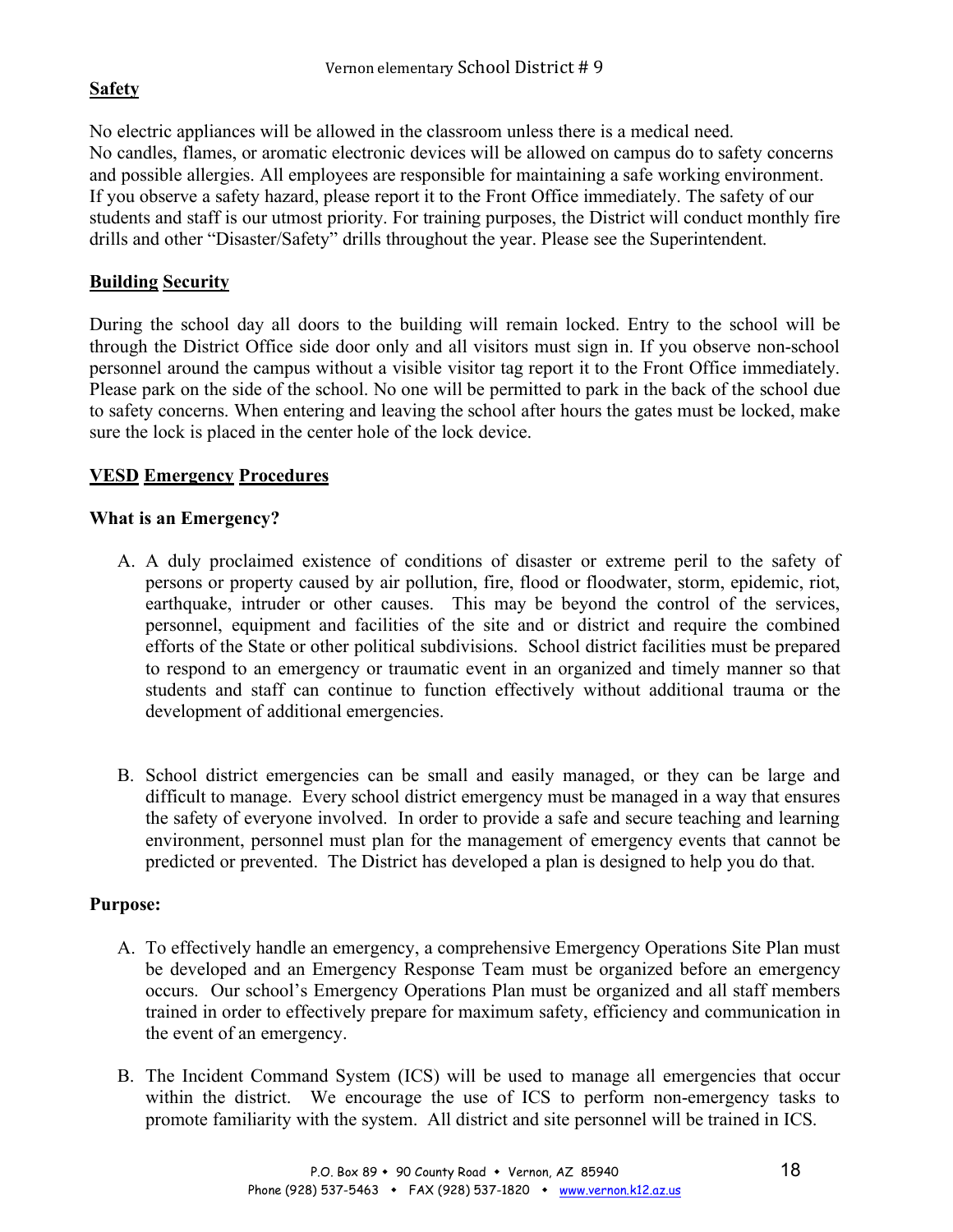## Safety

No electric appliances will be allowed in the classroom unless there is a medical need.
No candles, flames, or aromatic electronic devices will be allowed on campus do to safety concerns and possible allergies. All employees are responsible for maintaining a safe working environment. If you observe a safety hazard, please report it to the Front Office immediately. The safety of our students and staff is our utmost priority. For training purposes, the District will conduct monthly fire drills and other "Disaster/Safety" drills throughout the year. Please see the Superintendent.

## Building Security

During the school day all doors to the building will remain locked. Entry to the school will be through the District Office side door only and all visitors must sign in. If you observe non-school personnel around the campus without a visible visitor tag report it to the Front Office immediately. Please park on the side of the school. No one will be permitted to park in the back of the school due to safety concerns. When entering and leaving the school after hours the gates must be locked, make sure the lock is placed in the center hole of the lock device.

## VESD Emergency Procedures

### What is an Emergency?

A. A duly proclaimed existence of conditions of disaster or extreme peril to the safety of persons or property caused by air pollution, fire, flood or floodwater, storm, epidemic, riot, earthquake, intruder or other causes. This may be beyond the control of the services, personnel, equipment and facilities of the site and or district and require the combined efforts of the State or other political subdivisions. School district facilities must be prepared to respond to an emergency or traumatic event in an organized and timely manner so that students and staff can continue to function effectively without additional trauma or the development of additional emergencies.

B. School district emergencies can be small and easily managed, or they can be large and difficult to manage. Every school district emergency must be managed in a way that ensures the safety of everyone involved. In order to provide a safe and secure teaching and learning environment, personnel must plan for the management of emergency events that cannot be predicted or prevented. The District has developed a plan is designed to help you do that.

### Purpose:

A. To effectively handle an emergency, a comprehensive Emergency Operations Site Plan must be developed and an Emergency Response Team must be organized before an emergency occurs. Our school's Emergency Operations Plan must be organized and all staff members trained in order to effectively prepare for maximum safety, efficiency and communication in the event of an emergency.

B. The Incident Command System (ICS) will be used to manage all emergencies that occur within the district. We encourage the use of ICS to perform non-emergency tasks to promote familiarity with the system. All district and site personnel will be trained in ICS.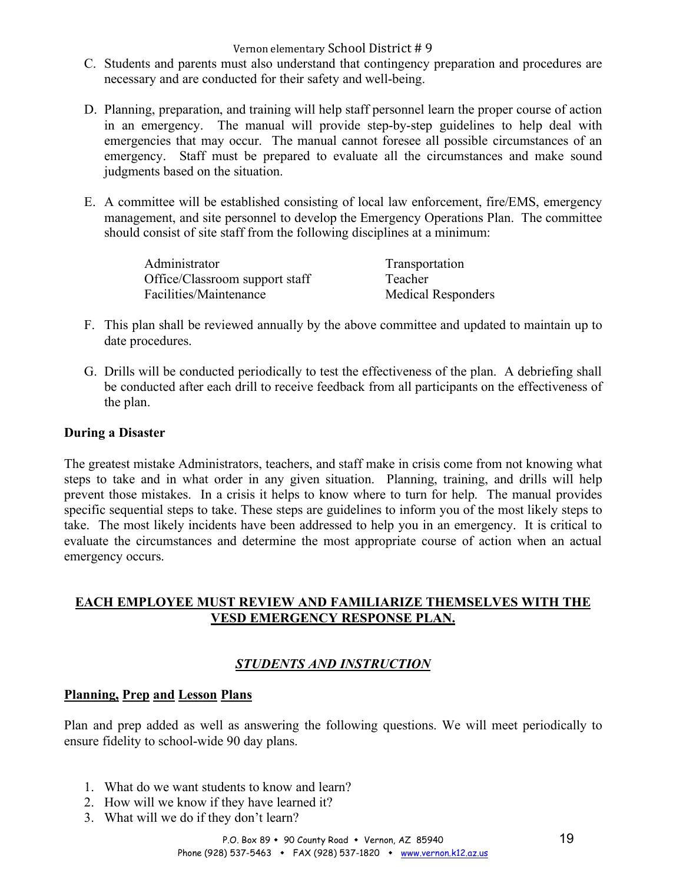C. Students and parents must also understand that contingency preparation and procedures are necessary and are conducted for their safety and well-being.

D. Planning, preparation, and training will help staff personnel learn the proper course of action in an emergency. The manual will provide step-by-step guidelines to help deal with emergencies that may occur. The manual cannot foresee all possible circumstances of an emergency. Staff must be prepared to evaluate all the circumstances and make sound judgments based on the situation.

E. A committee will be established consisting of local law enforcement, fire/EMS, emergency management, and site personnel to develop the Emergency Operations Plan. The committee should consist of site staff from the following disciplines at a minimum:

| | |
|---|---|
| Administrator | Transportation |
| Office/Classroom support staff | Teacher |
| Facilities/Maintenance | Medical Responders |

F. This plan shall be reviewed annually by the above committee and updated to maintain up to date procedures.

G. Drills will be conducted periodically to test the effectiveness of the plan. A debriefing shall be conducted after each drill to receive feedback from all participants on the effectiveness of the plan.

**During a Disaster**

The greatest mistake Administrators, teachers, and staff make in crisis come from not knowing what steps to take and in what order in any given situation. Planning, training, and drills will help prevent those mistakes. In a crisis it helps to know where to turn for help. The manual provides specific sequential steps to take. These steps are guidelines to inform you of the most likely steps to take. The most likely incidents have been addressed to help you in an emergency. It is critical to evaluate the circumstances and determine the most appropriate course of action when an actual emergency occurs.

**EACH EMPLOYEE MUST REVIEW AND FAMILIARIZE THEMSELVES WITH THE VESD EMERGENCY RESPONSE PLAN.**

## ***STUDENTS AND INSTRUCTION***

**Planning, Prep and Lesson Plans**

Plan and prep added as well as answering the following questions. We will meet periodically to ensure fidelity to school-wide 90 day plans.

1. What do we want students to know and learn?
2. How will we know if they have learned it?
3. What will we do if they don't learn?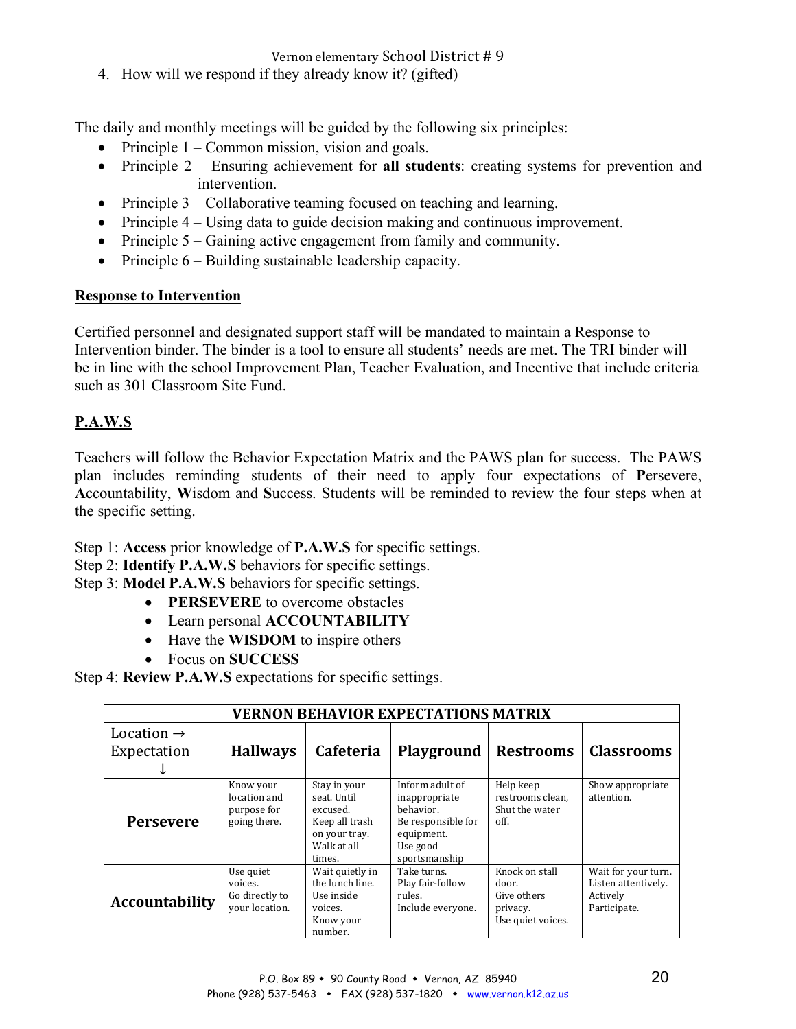4. How will we respond if they already know it? (gifted)

The daily and monthly meetings will be guided by the following six principles:

- Principle 1 – Common mission, vision and goals.
- Principle 2 – Ensuring achievement for **all students**: creating systems for prevention and intervention.
- Principle 3 – Collaborative teaming focused on teaching and learning.
- Principle 4 – Using data to guide decision making and continuous improvement.
- Principle 5 – Gaining active engagement from family and community.
- Principle 6 – Building sustainable leadership capacity.

## Response to Intervention

Certified personnel and designated support staff will be mandated to maintain a Response to Intervention binder. The binder is a tool to ensure all students' needs are met. The TRI binder will be in line with the school Improvement Plan, Teacher Evaluation, and Incentive that include criteria such as 301 Classroom Site Fund.

## P.A.W.S

Teachers will follow the Behavior Expectation Matrix and the PAWS plan for success. The PAWS plan includes reminding students of their need to apply four expectations of **P**ersevere, **A**ccountability, **W**isdom and **S**uccess. Students will be reminded to review the four steps when at the specific setting.

Step 1: **Access** prior knowledge of **P.A.W.S** for specific settings.
Step 2: **Identify P.A.W.S** behaviors for specific settings.
Step 3: **Model P.A.W.S** behaviors for specific settings.

- **PERSEVERE** to overcome obstacles
- Learn personal **ACCOUNTABILITY**
- Have the **WISDOM** to inspire others
- Focus on **SUCCESS**

Step 4: **Review P.A.W.S** expectations for specific settings.

| VERNON BEHAVIOR EXPECTATIONS MATRIX | | | | | |
|---|---|---|---|---|---|
| Location → Expectation ↓ | **Hallways** | **Cafeteria** | **Playground** | **Restrooms** | **Classrooms** |
| **Persevere** | Know your location and purpose for going there. | Stay in your seat. Until excused. Keep all trash on your tray. Walk at all times. | Inform adult of inappropriate behavior. Be responsible for equipment. Use good sportsmanship | Help keep restrooms clean, Shut the water off. | Show appropriate attention. |
| **Accountability** | Use quiet voices. Go directly to your location. | Wait quietly in the lunch line. Use inside voices. Know your number. | Take turns. Play fair-follow rules. Include everyone. | Knock on stall door. Give others privacy. Use quiet voices. | Wait for your turn. Listen attentively. Actively Participate. |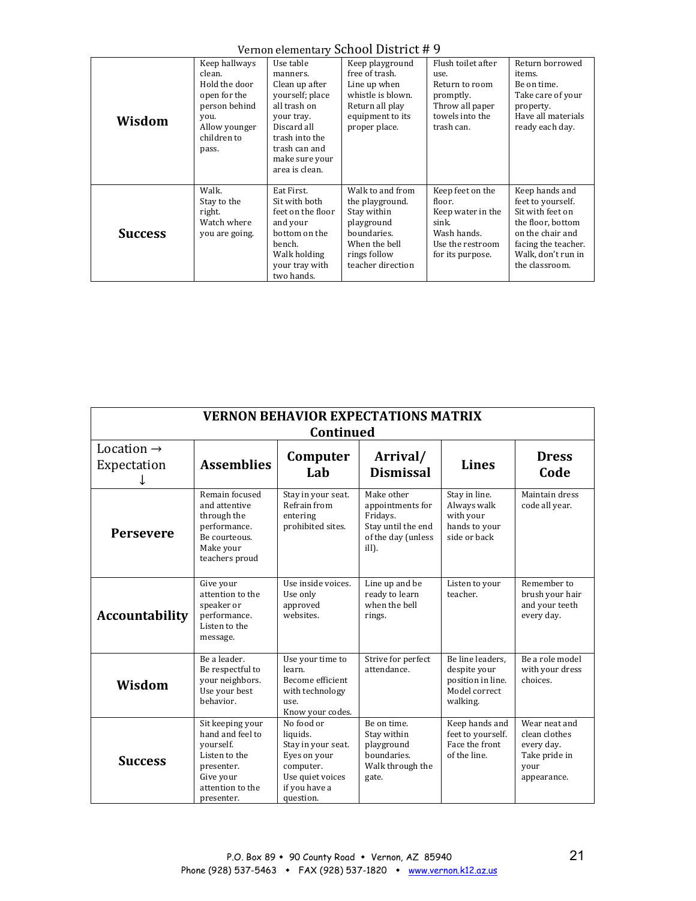Vernon elementary School District # 9

| | | | | | |
|---|---|---|---|---|---|
| **Wisdom** | Keep hallways clean. Hold the door open for the person behind you. Allow younger children to pass. | Use table manners. Clean up after yourself; place all trash on your tray. Discard all trash into the trash can and make sure your area is clean. | Keep playground free of trash. Line up when whistle is blown. Return all play equipment to its proper place. | Flush toilet after use. Return to room promptly. Throw all paper towels into the trash can. | Return borrowed items. Be on time. Take care of your property. Have all materials ready each day. |
| **Success** | Walk. Stay to the right. Watch where you are going. | Eat First. Sit with both feet on the floor and your bottom on the bench. Walk holding your tray with two hands. | Walk to and from the playground. Stay within playground boundaries. When the bell rings follow teacher direction | Keep feet on the floor. Keep water in the sink. Wash hands. Use the restroom for its purpose. | Keep hands and feet to yourself. Sit with feet on the floor, bottom on the chair and facing the teacher. Walk, don't run in the classroom. |

**VERNON BEHAVIOR EXPECTATIONS MATRIX Continued**

| Location → Expectation ↓ | **Assemblies** | **Computer Lab** | **Arrival/ Dismissal** | **Lines** | **Dress Code** |
|---|---|---|---|---|---|
| **Persevere** | Remain focused and attentive through the performance. Be courteous. Make your teachers proud | Stay in your seat. Refrain from entering prohibited sites. | Make other appointments for Fridays. Stay until the end of the day (unless ill). | Stay in line. Always walk with your hands to your side or back | Maintain dress code all year. |
| **Accountability** | Give your attention to the speaker or performance. Listen to the message. | Use inside voices. Use only approved websites. | Line up and be ready to learn when the bell rings. | Listen to your teacher. | Remember to brush your hair and your teeth every day. |
| **Wisdom** | Be a leader. Be respectful to your neighbors. Use your best behavior. | Use your time to learn. Become efficient with technology use. Know your codes. | Strive for perfect attendance. | Be line leaders, despite your position in line. Model correct walking. | Be a role model with your dress choices. |
| **Success** | Sit keeping your hand and feel to yourself. Listen to the presenter. Give your attention to the presenter. | No food or liquids. Stay in your seat. Eyes on your computer. Use quiet voices if you have a question. | Be on time. Stay within playground boundaries. Walk through the gate. | Keep hands and feet to yourself. Face the front of the line. | Wear neat and clean clothes every day. Take pride in your appearance. |

P.O. Box 89 • 90 County Road • Vernon, AZ 85940
Phone (928) 537-5463 • FAX (928) 537-1820 • www.vernon.k12.az.us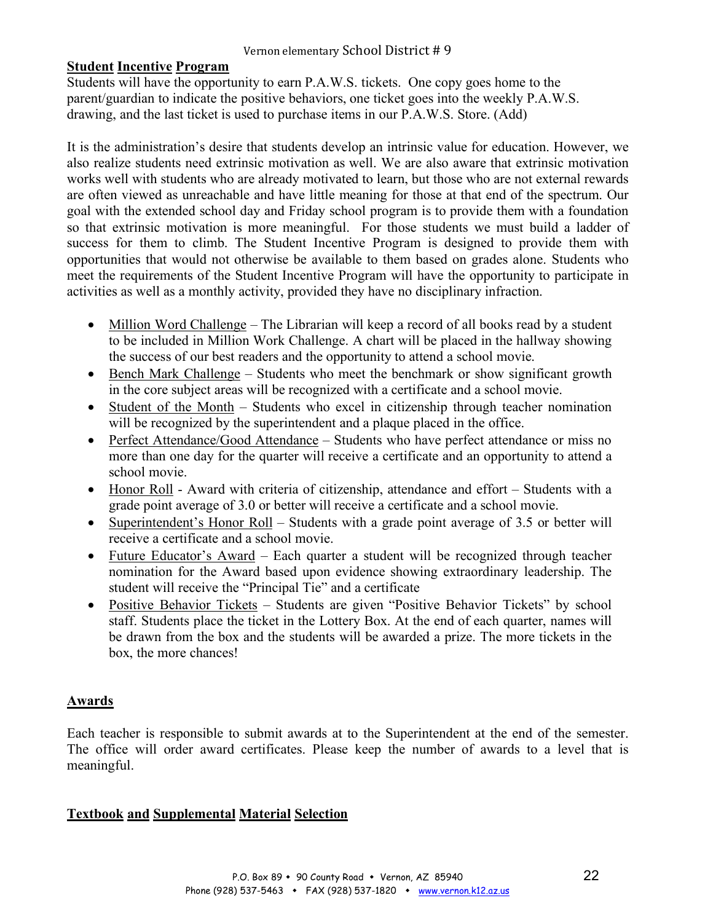## Student Incentive Program

Students will have the opportunity to earn P.A.W.S. tickets. One copy goes home to the parent/guardian to indicate the positive behaviors, one ticket goes into the weekly P.A.W.S. drawing, and the last ticket is used to purchase items in our P.A.W.S. Store. (Add)

It is the administration's desire that students develop an intrinsic value for education. However, we also realize students need extrinsic motivation as well. We are also aware that extrinsic motivation works well with students who are already motivated to learn, but those who are not external rewards are often viewed as unreachable and have little meaning for those at that end of the spectrum. Our goal with the extended school day and Friday school program is to provide them with a foundation so that extrinsic motivation is more meaningful. For those students we must build a ladder of success for them to climb. The Student Incentive Program is designed to provide them with opportunities that would not otherwise be available to them based on grades alone. Students who meet the requirements of the Student Incentive Program will have the opportunity to participate in activities as well as a monthly activity, provided they have no disciplinary infraction.

- Million Word Challenge – The Librarian will keep a record of all books read by a student to be included in Million Work Challenge. A chart will be placed in the hallway showing the success of our best readers and the opportunity to attend a school movie.
- Bench Mark Challenge – Students who meet the benchmark or show significant growth in the core subject areas will be recognized with a certificate and a school movie.
- Student of the Month – Students who excel in citizenship through teacher nomination will be recognized by the superintendent and a plaque placed in the office.
- Perfect Attendance/Good Attendance – Students who have perfect attendance or miss no more than one day for the quarter will receive a certificate and an opportunity to attend a school movie.
- Honor Roll - Award with criteria of citizenship, attendance and effort – Students with a grade point average of 3.0 or better will receive a certificate and a school movie.
- Superintendent's Honor Roll – Students with a grade point average of 3.5 or better will receive a certificate and a school movie.
- Future Educator's Award – Each quarter a student will be recognized through teacher nomination for the Award based upon evidence showing extraordinary leadership. The student will receive the "Principal Tie" and a certificate
- Positive Behavior Tickets – Students are given "Positive Behavior Tickets" by school staff. Students place the ticket in the Lottery Box. At the end of each quarter, names will be drawn from the box and the students will be awarded a prize. The more tickets in the box, the more chances!

## Awards

Each teacher is responsible to submit awards at to the Superintendent at the end of the semester. The office will order award certificates. Please keep the number of awards to a level that is meaningful.

## Textbook and Supplemental Material Selection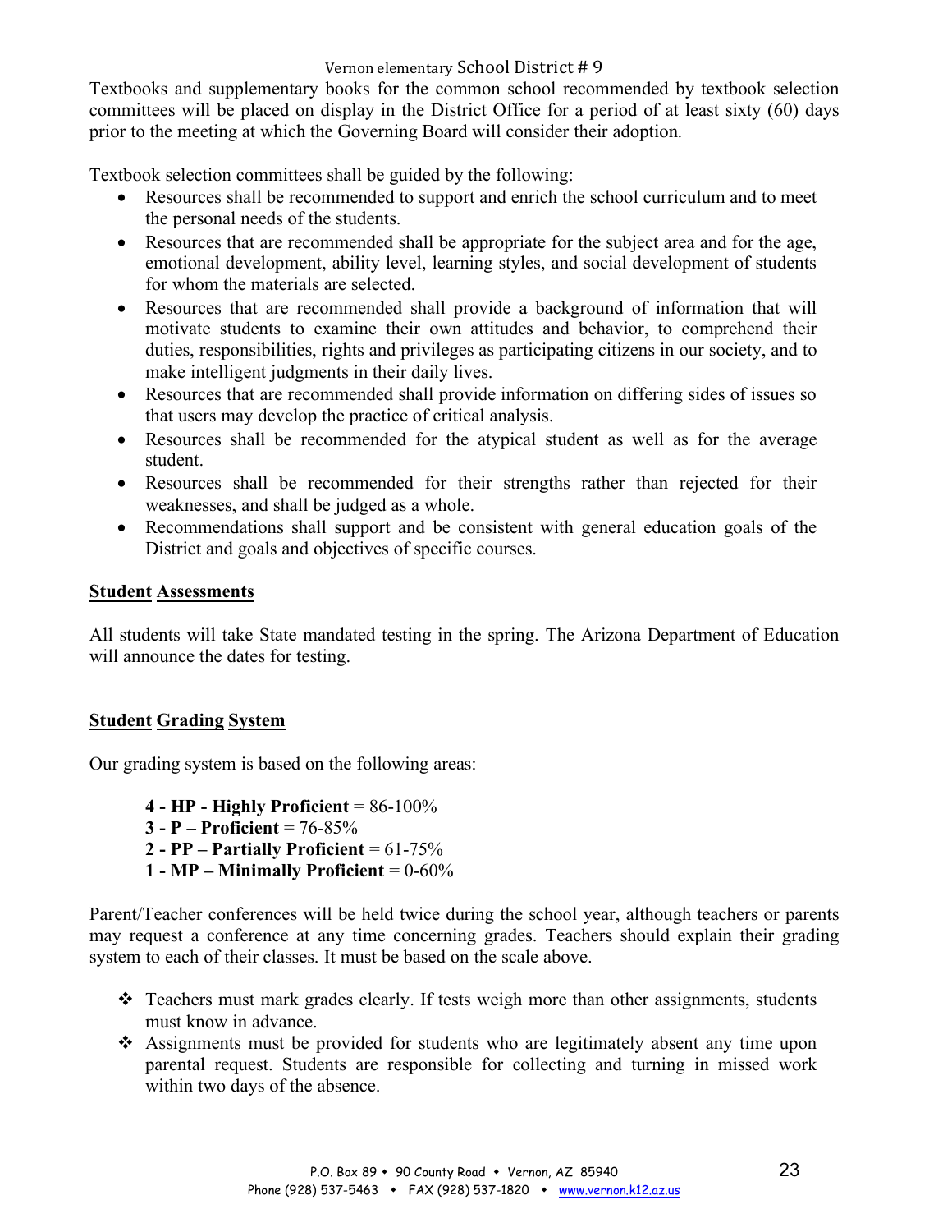Textbooks and supplementary books for the common school recommended by textbook selection committees will be placed on display in the District Office for a period of at least sixty (60) days prior to the meeting at which the Governing Board will consider their adoption.

Textbook selection committees shall be guided by the following:

- Resources shall be recommended to support and enrich the school curriculum and to meet the personal needs of the students.
- Resources that are recommended shall be appropriate for the subject area and for the age, emotional development, ability level, learning styles, and social development of students for whom the materials are selected.
- Resources that are recommended shall provide a background of information that will motivate students to examine their own attitudes and behavior, to comprehend their duties, responsibilities, rights and privileges as participating citizens in our society, and to make intelligent judgments in their daily lives.
- Resources that are recommended shall provide information on differing sides of issues so that users may develop the practice of critical analysis.
- Resources shall be recommended for the atypical student as well as for the average student.
- Resources shall be recommended for their strengths rather than rejected for their weaknesses, and shall be judged as a whole.
- Recommendations shall support and be consistent with general education goals of the District and goals and objectives of specific courses.

## Student Assessments

All students will take State mandated testing in the spring. The Arizona Department of Education will announce the dates for testing.

## Student Grading System

Our grading system is based on the following areas:

**4 - HP - Highly Proficient** = 86-100%
**3 - P – Proficient** = 76-85%
**2 - PP – Partially Proficient** = 61-75%
**1 - MP – Minimally Proficient** = 0-60%

Parent/Teacher conferences will be held twice during the school year, although teachers or parents may request a conference at any time concerning grades. Teachers should explain their grading system to each of their classes. It must be based on the scale above.

- Teachers must mark grades clearly. If tests weigh more than other assignments, students must know in advance.
- Assignments must be provided for students who are legitimately absent any time upon parental request. Students are responsible for collecting and turning in missed work within two days of the absence.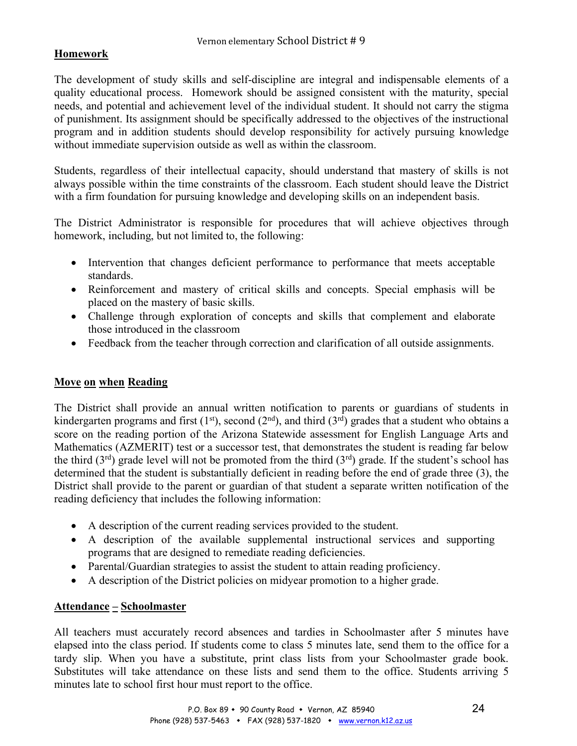## Homework

The development of study skills and self-discipline are integral and indispensable elements of a quality educational process. Homework should be assigned consistent with the maturity, special needs, and potential and achievement level of the individual student. It should not carry the stigma of punishment. Its assignment should be specifically addressed to the objectives of the instructional program and in addition students should develop responsibility for actively pursuing knowledge without immediate supervision outside as well as within the classroom.

Students, regardless of their intellectual capacity, should understand that mastery of skills is not always possible within the time constraints of the classroom. Each student should leave the District with a firm foundation for pursuing knowledge and developing skills on an independent basis.

The District Administrator is responsible for procedures that will achieve objectives through homework, including, but not limited to, the following:

- Intervention that changes deficient performance to performance that meets acceptable standards.
- Reinforcement and mastery of critical skills and concepts. Special emphasis will be placed on the mastery of basic skills.
- Challenge through exploration of concepts and skills that complement and elaborate those introduced in the classroom
- Feedback from the teacher through correction and clarification of all outside assignments.

## Move on when Reading

The District shall provide an annual written notification to parents or guardians of students in kindergarten programs and first (1st), second (2nd), and third (3rd) grades that a student who obtains a score on the reading portion of the Arizona Statewide assessment for English Language Arts and Mathematics (AZMERIT) test or a successor test, that demonstrates the student is reading far below the third (3rd) grade level will not be promoted from the third (3rd) grade. If the student's school has determined that the student is substantially deficient in reading before the end of grade three (3), the District shall provide to the parent or guardian of that student a separate written notification of the reading deficiency that includes the following information:

- A description of the current reading services provided to the student.
- A description of the available supplemental instructional services and supporting programs that are designed to remediate reading deficiencies.
- Parental/Guardian strategies to assist the student to attain reading proficiency.
- A description of the District policies on midyear promotion to a higher grade.

## Attendance – Schoolmaster

All teachers must accurately record absences and tardies in Schoolmaster after 5 minutes have elapsed into the class period. If students come to class 5 minutes late, send them to the office for a tardy slip. When you have a substitute, print class lists from your Schoolmaster grade book. Substitutes will take attendance on these lists and send them to the office. Students arriving 5 minutes late to school first hour must report to the office.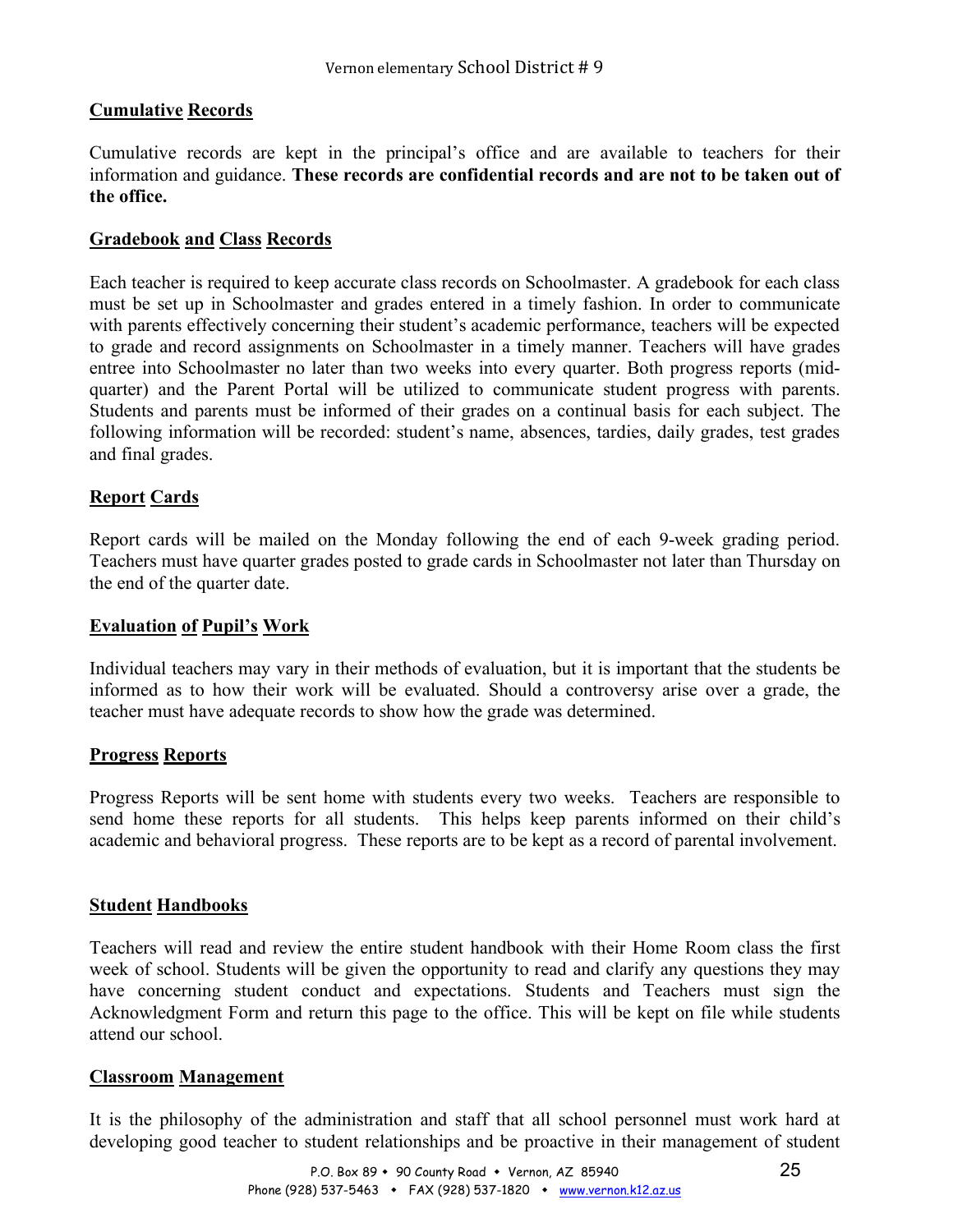## Cumulative Records

Cumulative records are kept in the principal's office and are available to teachers for their information and guidance. **These records are confidential records and are not to be taken out of the office.**

## Gradebook and Class Records

Each teacher is required to keep accurate class records on Schoolmaster. A gradebook for each class must be set up in Schoolmaster and grades entered in a timely fashion. In order to communicate with parents effectively concerning their student's academic performance, teachers will be expected to grade and record assignments on Schoolmaster in a timely manner. Teachers will have grades entree into Schoolmaster no later than two weeks into every quarter. Both progress reports (mid-quarter) and the Parent Portal will be utilized to communicate student progress with parents. Students and parents must be informed of their grades on a continual basis for each subject. The following information will be recorded: student's name, absences, tardies, daily grades, test grades and final grades.

## Report Cards

Report cards will be mailed on the Monday following the end of each 9-week grading period. Teachers must have quarter grades posted to grade cards in Schoolmaster not later than Thursday on the end of the quarter date.

## Evaluation of Pupil's Work

Individual teachers may vary in their methods of evaluation, but it is important that the students be informed as to how their work will be evaluated. Should a controversy arise over a grade, the teacher must have adequate records to show how the grade was determined.

## Progress Reports

Progress Reports will be sent home with students every two weeks. Teachers are responsible to send home these reports for all students. This helps keep parents informed on their child's academic and behavioral progress. These reports are to be kept as a record of parental involvement.

## Student Handbooks

Teachers will read and review the entire student handbook with their Home Room class the first week of school. Students will be given the opportunity to read and clarify any questions they may have concerning student conduct and expectations. Students and Teachers must sign the Acknowledgment Form and return this page to the office. This will be kept on file while students attend our school.

## Classroom Management

It is the philosophy of the administration and staff that all school personnel must work hard at developing good teacher to student relationships and be proactive in their management of student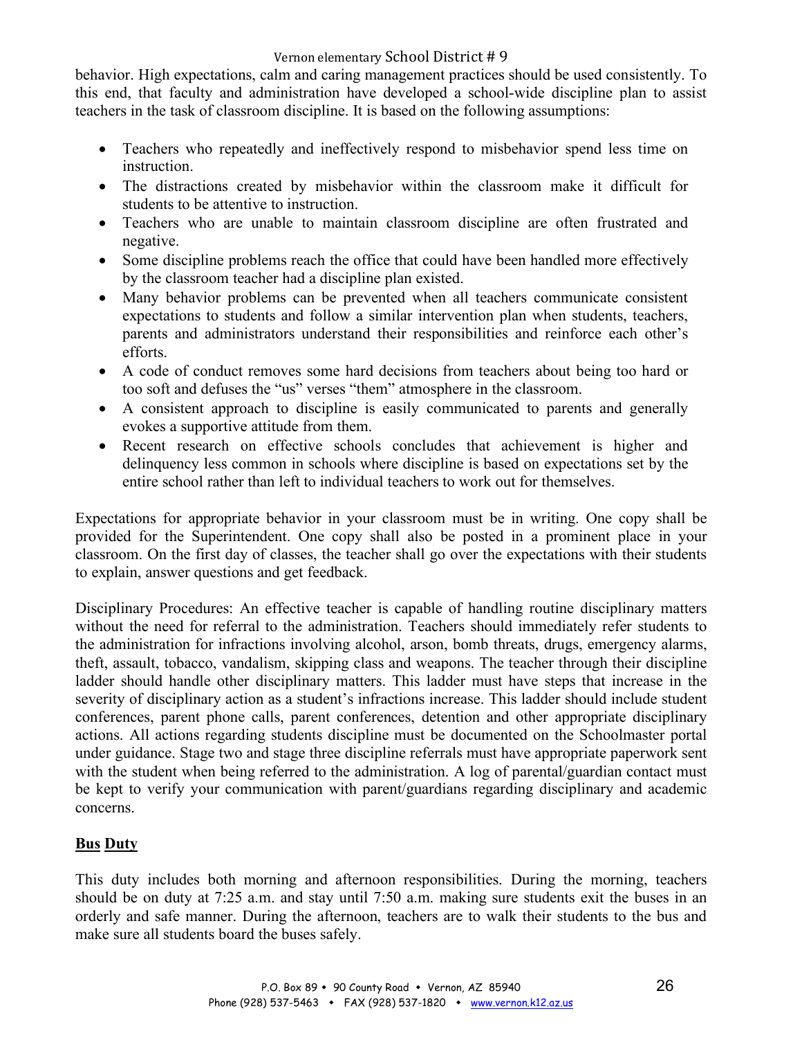behavior. High expectations, calm and caring management practices should be used consistently. To this end, that faculty and administration have developed a school-wide discipline plan to assist teachers in the task of classroom discipline. It is based on the following assumptions:

- Teachers who repeatedly and ineffectively respond to misbehavior spend less time on instruction.
- The distractions created by misbehavior within the classroom make it difficult for students to be attentive to instruction.
- Teachers who are unable to maintain classroom discipline are often frustrated and negative.
- Some discipline problems reach the office that could have been handled more effectively by the classroom teacher had a discipline plan existed.
- Many behavior problems can be prevented when all teachers communicate consistent expectations to students and follow a similar intervention plan when students, teachers, parents and administrators understand their responsibilities and reinforce each other's efforts.
- A code of conduct removes some hard decisions from teachers about being too hard or too soft and defuses the "us" verses "them" atmosphere in the classroom.
- A consistent approach to discipline is easily communicated to parents and generally evokes a supportive attitude from them.
- Recent research on effective schools concludes that achievement is higher and delinquency less common in schools where discipline is based on expectations set by the entire school rather than left to individual teachers to work out for themselves.

Expectations for appropriate behavior in your classroom must be in writing. One copy shall be provided for the Superintendent. One copy shall also be posted in a prominent place in your classroom. On the first day of classes, the teacher shall go over the expectations with their students to explain, answer questions and get feedback.

Disciplinary Procedures: An effective teacher is capable of handling routine disciplinary matters without the need for referral to the administration. Teachers should immediately refer students to the administration for infractions involving alcohol, arson, bomb threats, drugs, emergency alarms, theft, assault, tobacco, vandalism, skipping class and weapons. The teacher through their discipline ladder should handle other disciplinary matters. This ladder must have steps that increase in the severity of disciplinary action as a student's infractions increase. This ladder should include student conferences, parent phone calls, parent conferences, detention and other appropriate disciplinary actions. All actions regarding students discipline must be documented on the Schoolmaster portal under guidance. Stage two and stage three discipline referrals must have appropriate paperwork sent with the student when being referred to the administration. A log of parental/guardian contact must be kept to verify your communication with parent/guardians regarding disciplinary and academic concerns.

**Bus Duty**

This duty includes both morning and afternoon responsibilities. During the morning, teachers should be on duty at 7:25 a.m. and stay until 7:50 a.m. making sure students exit the buses in an orderly and safe manner. During the afternoon, teachers are to walk their students to the bus and make sure all students board the buses safely.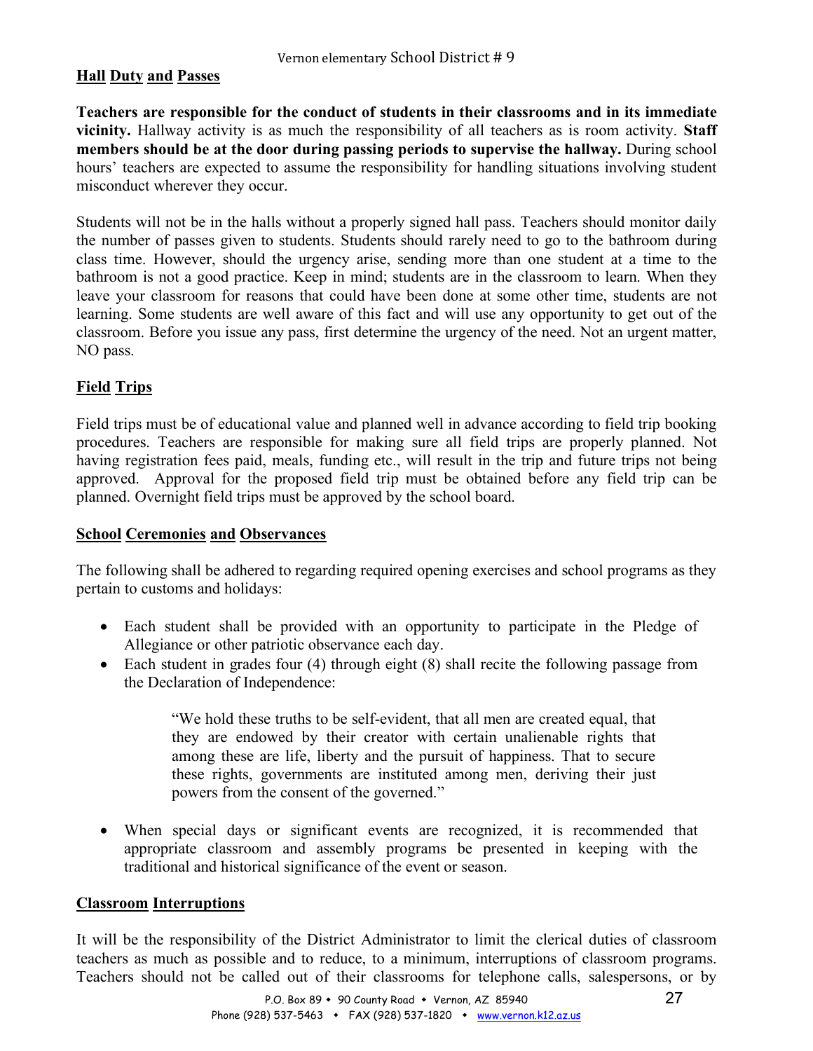## Hall Duty and Passes

**Teachers are responsible for the conduct of students in their classrooms and in its immediate vicinity.** Hallway activity is as much the responsibility of all teachers as is room activity. **Staff members should be at the door during passing periods to supervise the hallway.** During school hours' teachers are expected to assume the responsibility for handling situations involving student misconduct wherever they occur.

Students will not be in the halls without a properly signed hall pass. Teachers should monitor daily the number of passes given to students. Students should rarely need to go to the bathroom during class time. However, should the urgency arise, sending more than one student at a time to the bathroom is not a good practice. Keep in mind; students are in the classroom to learn. When they leave your classroom for reasons that could have been done at some other time, students are not learning. Some students are well aware of this fact and will use any opportunity to get out of the classroom. Before you issue any pass, first determine the urgency of the need. Not an urgent matter, NO pass.

## Field Trips

Field trips must be of educational value and planned well in advance according to field trip booking procedures. Teachers are responsible for making sure all field trips are properly planned. Not having registration fees paid, meals, funding etc., will result in the trip and future trips not being approved. Approval for the proposed field trip must be obtained before any field trip can be planned. Overnight field trips must be approved by the school board.

## School Ceremonies and Observances

The following shall be adhered to regarding required opening exercises and school programs as they pertain to customs and holidays:

- Each student shall be provided with an opportunity to participate in the Pledge of Allegiance or other patriotic observance each day.
- Each student in grades four (4) through eight (8) shall recite the following passage from the Declaration of Independence:

  > "We hold these truths to be self-evident, that all men are created equal, that they are endowed by their creator with certain unalienable rights that among these are life, liberty and the pursuit of happiness. That to secure these rights, governments are instituted among men, deriving their just powers from the consent of the governed."

- When special days or significant events are recognized, it is recommended that appropriate classroom and assembly programs be presented in keeping with the traditional and historical significance of the event or season.

## Classroom Interruptions

It will be the responsibility of the District Administrator to limit the clerical duties of classroom teachers as much as possible and to reduce, to a minimum, interruptions of classroom programs. Teachers should not be called out of their classrooms for telephone calls, salespersons, or by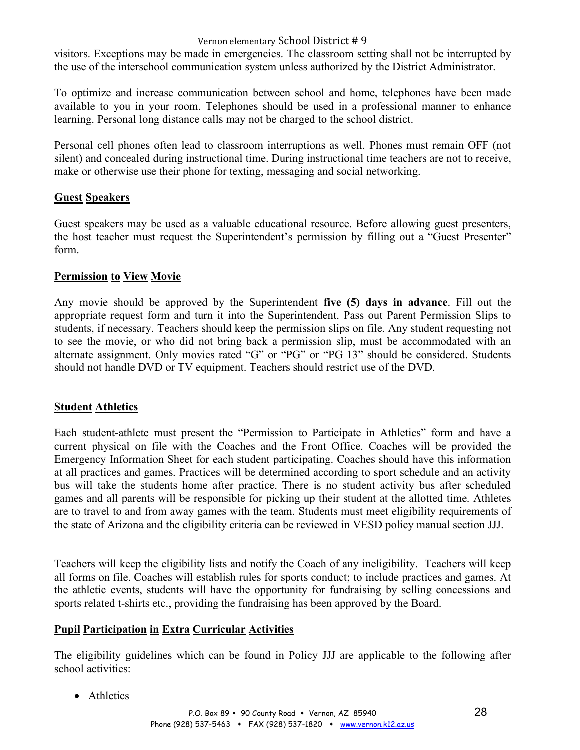visitors. Exceptions may be made in emergencies. The classroom setting shall not be interrupted by the use of the interschool communication system unless authorized by the District Administrator.

To optimize and increase communication between school and home, telephones have been made available to you in your room. Telephones should be used in a professional manner to enhance learning. Personal long distance calls may not be charged to the school district.

Personal cell phones often lead to classroom interruptions as well. Phones must remain OFF (not silent) and concealed during instructional time. During instructional time teachers are not to receive, make or otherwise use their phone for texting, messaging and social networking.

## <u>Guest Speakers</u>

Guest speakers may be used as a valuable educational resource. Before allowing guest presenters, the host teacher must request the Superintendent's permission by filling out a "Guest Presenter" form.

## <u>Permission to View Movie</u>

Any movie should be approved by the Superintendent **five (5) days in advance**. Fill out the appropriate request form and turn it into the Superintendent. Pass out Parent Permission Slips to students, if necessary. Teachers should keep the permission slips on file. Any student requesting not to see the movie, or who did not bring back a permission slip, must be accommodated with an alternate assignment. Only movies rated "G" or "PG" or "PG 13" should be considered. Students should not handle DVD or TV equipment. Teachers should restrict use of the DVD.

## <u>Student Athletics</u>

Each student-athlete must present the "Permission to Participate in Athletics" form and have a current physical on file with the Coaches and the Front Office. Coaches will be provided the Emergency Information Sheet for each student participating. Coaches should have this information at all practices and games. Practices will be determined according to sport schedule and an activity bus will take the students home after practice. There is no student activity bus after scheduled games and all parents will be responsible for picking up their student at the allotted time. Athletes are to travel to and from away games with the team. Students must meet eligibility requirements of the state of Arizona and the eligibility criteria can be reviewed in VESD policy manual section JJJ.

Teachers will keep the eligibility lists and notify the Coach of any ineligibility. Teachers will keep all forms on file. Coaches will establish rules for sports conduct; to include practices and games. At the athletic events, students will have the opportunity for fundraising by selling concessions and sports related t-shirts etc., providing the fundraising has been approved by the Board.

## <u>Pupil Participation in Extra Curricular Activities</u>

The eligibility guidelines which can be found in Policy JJJ are applicable to the following after school activities:

- Athletics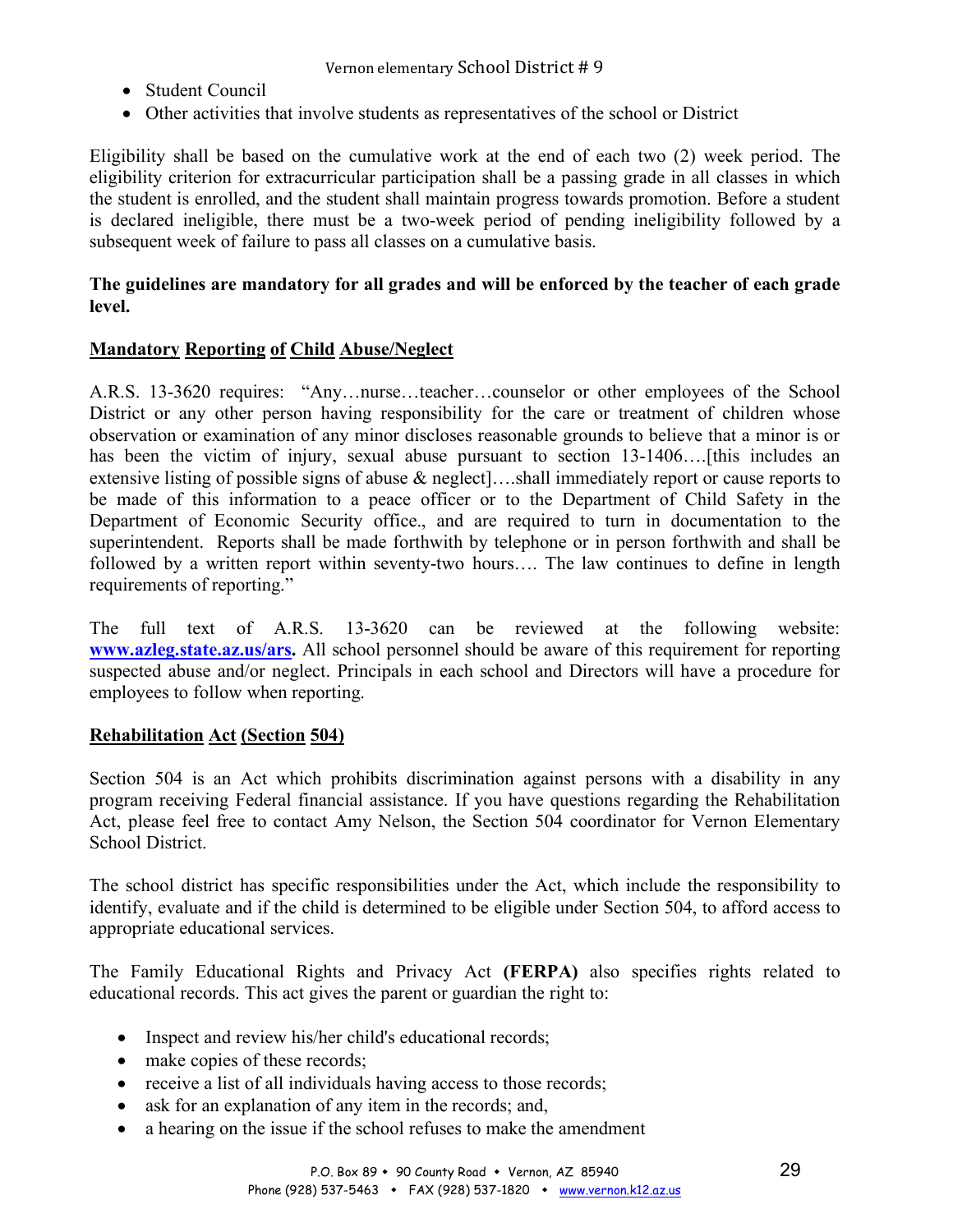- Student Council
- Other activities that involve students as representatives of the school or District

Eligibility shall be based on the cumulative work at the end of each two (2) week period. The eligibility criterion for extracurricular participation shall be a passing grade in all classes in which the student is enrolled, and the student shall maintain progress towards promotion. Before a student is declared ineligible, there must be a two-week period of pending ineligibility followed by a subsequent week of failure to pass all classes on a cumulative basis.

**The guidelines are mandatory for all grades and will be enforced by the teacher of each grade level.**

## Mandatory Reporting of Child Abuse/Neglect

A.R.S. 13-3620 requires: "Any…nurse…teacher…counselor or other employees of the School District or any other person having responsibility for the care or treatment of children whose observation or examination of any minor discloses reasonable grounds to believe that a minor is or has been the victim of injury, sexual abuse pursuant to section 13-1406….[this includes an extensive listing of possible signs of abuse & neglect]….shall immediately report or cause reports to be made of this information to a peace officer or to the Department of Child Safety in the Department of Economic Security office., and are required to turn in documentation to the superintendent. Reports shall be made forthwith by telephone or in person forthwith and shall be followed by a written report within seventy-two hours…. The law continues to define in length requirements of reporting."

The full text of A.R.S. 13-3620 can be reviewed at the following website: **www.azleg.state.az.us/ars.** All school personnel should be aware of this requirement for reporting suspected abuse and/or neglect. Principals in each school and Directors will have a procedure for employees to follow when reporting.

## Rehabilitation Act (Section 504)

Section 504 is an Act which prohibits discrimination against persons with a disability in any program receiving Federal financial assistance. If you have questions regarding the Rehabilitation Act, please feel free to contact Amy Nelson, the Section 504 coordinator for Vernon Elementary School District.

The school district has specific responsibilities under the Act, which include the responsibility to identify, evaluate and if the child is determined to be eligible under Section 504, to afford access to appropriate educational services.

The Family Educational Rights and Privacy Act **(FERPA)** also specifies rights related to educational records. This act gives the parent or guardian the right to:

- Inspect and review his/her child's educational records;
- make copies of these records;
- receive a list of all individuals having access to those records;
- ask for an explanation of any item in the records; and,
- a hearing on the issue if the school refuses to make the amendment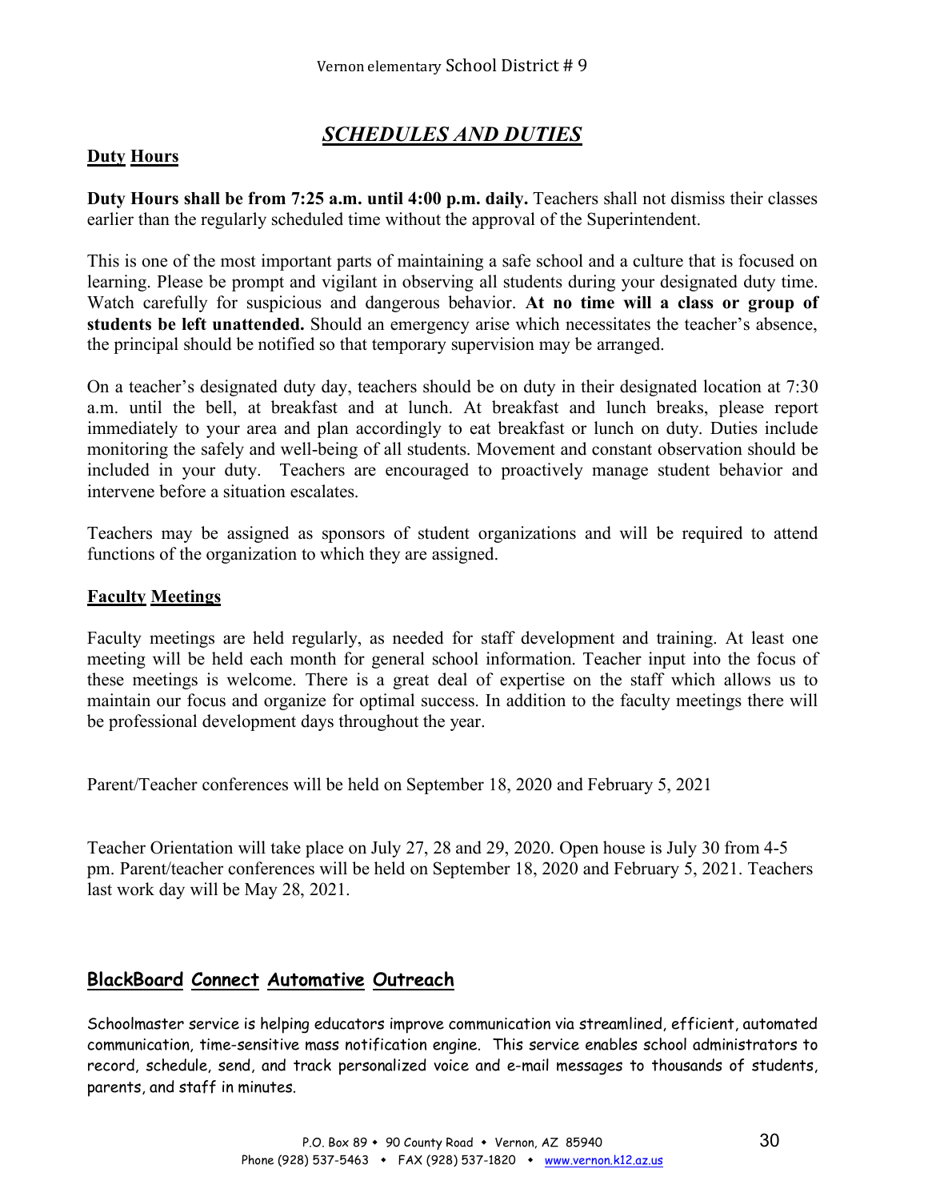## *SCHEDULES AND DUTIES*

### Duty Hours

**Duty Hours shall be from 7:25 a.m. until 4:00 p.m. daily.** Teachers shall not dismiss their classes earlier than the regularly scheduled time without the approval of the Superintendent.

This is one of the most important parts of maintaining a safe school and a culture that is focused on learning. Please be prompt and vigilant in observing all students during your designated duty time. Watch carefully for suspicious and dangerous behavior. **At no time will a class or group of students be left unattended.** Should an emergency arise which necessitates the teacher's absence, the principal should be notified so that temporary supervision may be arranged.

On a teacher's designated duty day, teachers should be on duty in their designated location at 7:30 a.m. until the bell, at breakfast and at lunch. At breakfast and lunch breaks, please report immediately to your area and plan accordingly to eat breakfast or lunch on duty. Duties include monitoring the safely and well-being of all students. Movement and constant observation should be included in your duty. Teachers are encouraged to proactively manage student behavior and intervene before a situation escalates.

Teachers may be assigned as sponsors of student organizations and will be required to attend functions of the organization to which they are assigned.

### Faculty Meetings

Faculty meetings are held regularly, as needed for staff development and training. At least one meeting will be held each month for general school information. Teacher input into the focus of these meetings is welcome. There is a great deal of expertise on the staff which allows us to maintain our focus and organize for optimal success. In addition to the faculty meetings there will be professional development days throughout the year.

Parent/Teacher conferences will be held on September 18, 2020 and February 5, 2021

Teacher Orientation will take place on July 27, 28 and 29, 2020. Open house is July 30 from 4-5 pm. Parent/teacher conferences will be held on September 18, 2020 and February 5, 2021. Teachers last work day will be May 28, 2021.

### BlackBoard Connect Automative Outreach

Schoolmaster service is helping educators improve communication via streamlined, efficient, automated communication, time-sensitive mass notification engine. This service enables school administrators to record, schedule, send, and track personalized voice and e-mail messages to thousands of students, parents, and staff in minutes.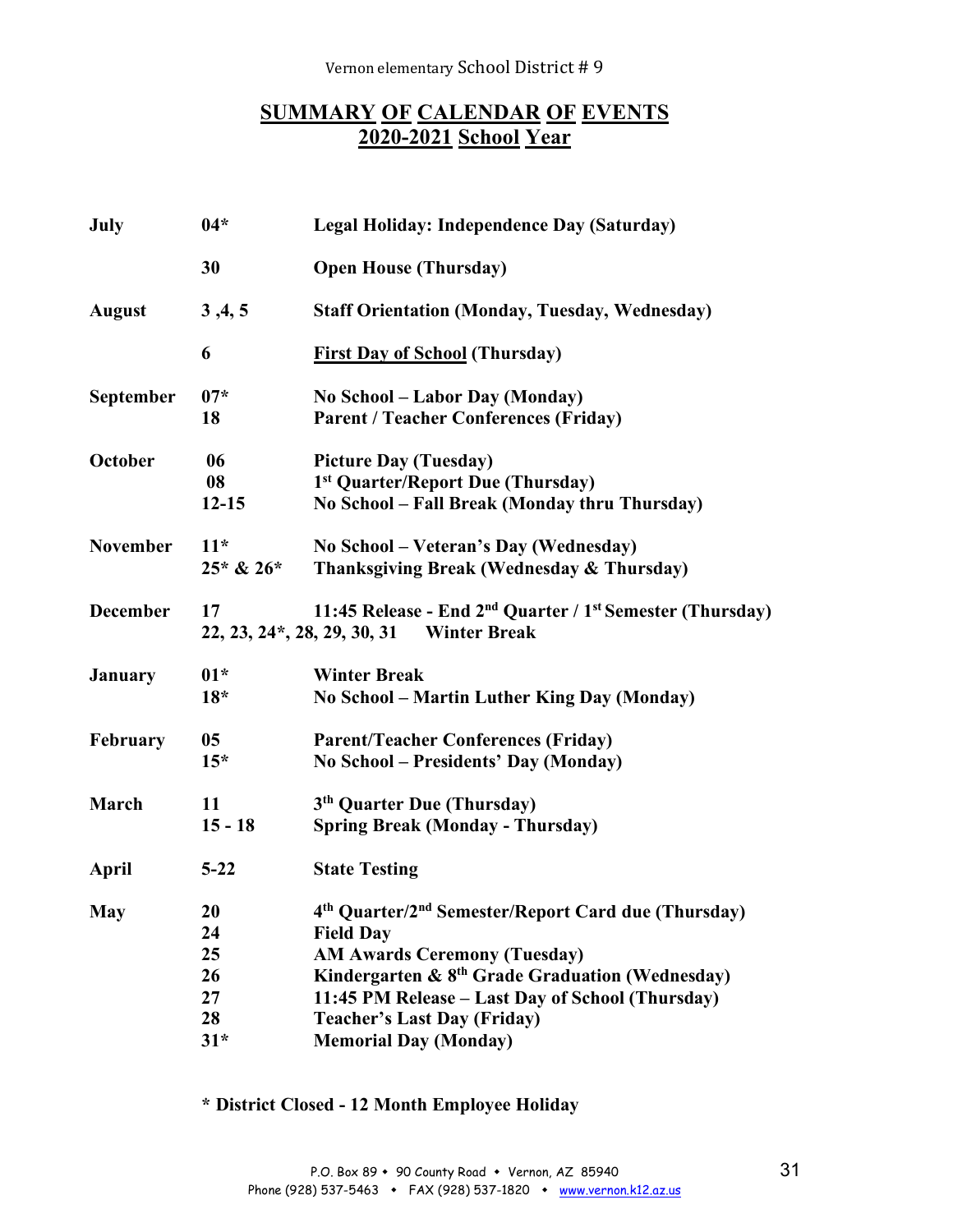Vernon elementary School District # 9

# SUMMARY OF CALENDAR OF EVENTS
## 2020-2021 School Year

| | | |
|---|---|---|
| **July** | **04*** | **Legal Holiday: Independence Day (Saturday)** |
| | **30** | **Open House (Thursday)** |
| **August** | **3 ,4, 5** | **Staff Orientation (Monday, Tuesday, Wednesday)** |
| | **6** | **First Day of School (Thursday)** |
| **September** | **07*** | **No School – Labor Day (Monday)** |
| | **18** | **Parent / Teacher Conferences (Friday)** |
| **October** | **06** | **Picture Day (Tuesday)** |
| | **08** | **1st Quarter/Report Due (Thursday)** |
| | **12-15** | **No School – Fall Break (Monday thru Thursday)** |
| **November** | **11*** | **No School – Veteran's Day (Wednesday)** |
| | **25* & 26*** | **Thanksgiving Break (Wednesday & Thursday)** |
| **December** | **17** | **11:45 Release - End 2nd Quarter / 1st Semester (Thursday)** |
| | **22, 23, 24*, 28, 29, 30, 31** | **Winter Break** |
| **January** | **01*** | **Winter Break** |
| | **18*** | **No School – Martin Luther King Day (Monday)** |
| **February** | **05** | **Parent/Teacher Conferences (Friday)** |
| | **15*** | **No School – Presidents' Day (Monday)** |
| **March** | **11** | **3th Quarter Due (Thursday)** |
| | **15 - 18** | **Spring Break (Monday - Thursday)** |
| **April** | **5-22** | **State Testing** |
| **May** | **20** | **4th Quarter/2nd Semester/Report Card due (Thursday)** |
| | **24** | **Field Day** |
| | **25** | **AM Awards Ceremony (Tuesday)** |
| | **26** | **Kindergarten & 8th Grade Graduation (Wednesday)** |
| | **27** | **11:45 PM Release – Last Day of School (Thursday)** |
| | **28** | **Teacher's Last Day (Friday)** |
| | **31*** | **Memorial Day (Monday)** |

**\* District Closed - 12 Month Employee Holiday**

P.O. Box 89 • 90 County Road • Vernon, AZ 85940
Phone (928) 537-5463 • FAX (928) 537-1820 • www.vernon.k12.az.us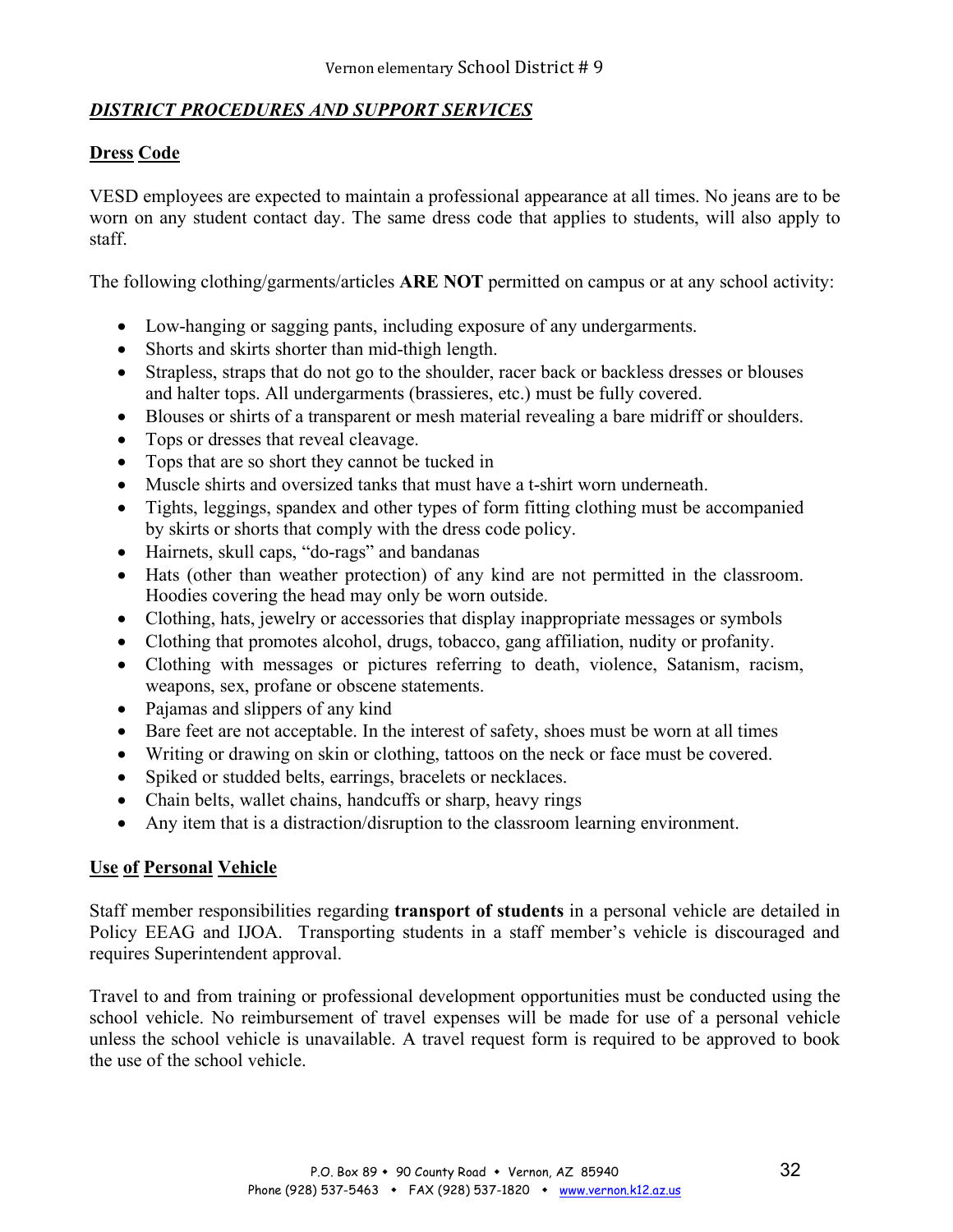## *DISTRICT PROCEDURES AND SUPPORT SERVICES*

### Dress Code

VESD employees are expected to maintain a professional appearance at all times. No jeans are to be worn on any student contact day. The same dress code that applies to students, will also apply to staff.

The following clothing/garments/articles **ARE NOT** permitted on campus or at any school activity:

- Low-hanging or sagging pants, including exposure of any undergarments.
- Shorts and skirts shorter than mid-thigh length.
- Strapless, straps that do not go to the shoulder, racer back or backless dresses or blouses and halter tops. All undergarments (brassieres, etc.) must be fully covered.
- Blouses or shirts of a transparent or mesh material revealing a bare midriff or shoulders.
- Tops or dresses that reveal cleavage.
- Tops that are so short they cannot be tucked in
- Muscle shirts and oversized tanks that must have a t-shirt worn underneath.
- Tights, leggings, spandex and other types of form fitting clothing must be accompanied by skirts or shorts that comply with the dress code policy.
- Hairnets, skull caps, "do-rags" and bandanas
- Hats (other than weather protection) of any kind are not permitted in the classroom. Hoodies covering the head may only be worn outside.
- Clothing, hats, jewelry or accessories that display inappropriate messages or symbols
- Clothing that promotes alcohol, drugs, tobacco, gang affiliation, nudity or profanity.
- Clothing with messages or pictures referring to death, violence, Satanism, racism, weapons, sex, profane or obscene statements.
- Pajamas and slippers of any kind
- Bare feet are not acceptable. In the interest of safety, shoes must be worn at all times
- Writing or drawing on skin or clothing, tattoos on the neck or face must be covered.
- Spiked or studded belts, earrings, bracelets or necklaces.
- Chain belts, wallet chains, handcuffs or sharp, heavy rings
- Any item that is a distraction/disruption to the classroom learning environment.

### Use of Personal Vehicle

Staff member responsibilities regarding **transport of students** in a personal vehicle are detailed in Policy EEAG and IJOA. Transporting students in a staff member's vehicle is discouraged and requires Superintendent approval.

Travel to and from training or professional development opportunities must be conducted using the school vehicle. No reimbursement of travel expenses will be made for use of a personal vehicle unless the school vehicle is unavailable. A travel request form is required to be approved to book the use of the school vehicle.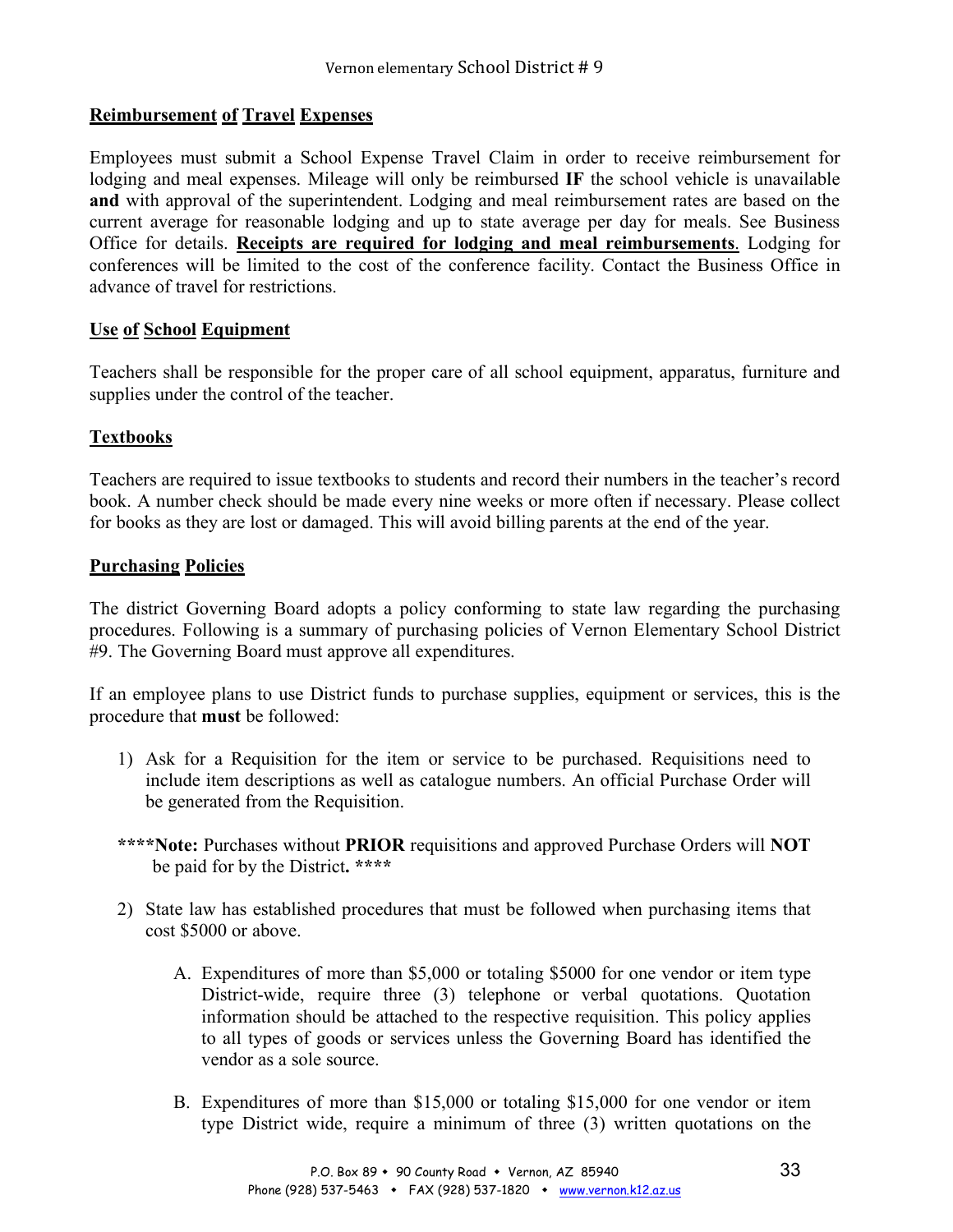## Reimbursement of Travel Expenses

Employees must submit a School Expense Travel Claim in order to receive reimbursement for lodging and meal expenses. Mileage will only be reimbursed **IF** the school vehicle is unavailable **and** with approval of the superintendent. Lodging and meal reimbursement rates are based on the current average for reasonable lodging and up to state average per day for meals. See Business Office for details. **Receipts are required for lodging and meal reimbursements**. Lodging for conferences will be limited to the cost of the conference facility. Contact the Business Office in advance of travel for restrictions.

## Use of School Equipment

Teachers shall be responsible for the proper care of all school equipment, apparatus, furniture and supplies under the control of the teacher.

## Textbooks

Teachers are required to issue textbooks to students and record their numbers in the teacher's record book. A number check should be made every nine weeks or more often if necessary. Please collect for books as they are lost or damaged. This will avoid billing parents at the end of the year.

## Purchasing Policies

The district Governing Board adopts a policy conforming to state law regarding the purchasing procedures. Following is a summary of purchasing policies of Vernon Elementary School District #9. The Governing Board must approve all expenditures.

If an employee plans to use District funds to purchase supplies, equipment or services, this is the procedure that **must** be followed:

1) Ask for a Requisition for the item or service to be purchased. Requisitions need to include item descriptions as well as catalogue numbers. An official Purchase Order will be generated from the Requisition.

****Note:** Purchases without **PRIOR** requisitions and approved Purchase Orders will **NOT** be paid for by the District**. ****

2) State law has established procedures that must be followed when purchasing items that cost $5000 or above.

   A. Expenditures of more than $5,000 or totaling $5000 for one vendor or item type District-wide, require three (3) telephone or verbal quotations. Quotation information should be attached to the respective requisition. This policy applies to all types of goods or services unless the Governing Board has identified the vendor as a sole source.

   B. Expenditures of more than $15,000 or totaling $15,000 for one vendor or item type District wide, require a minimum of three (3) written quotations on the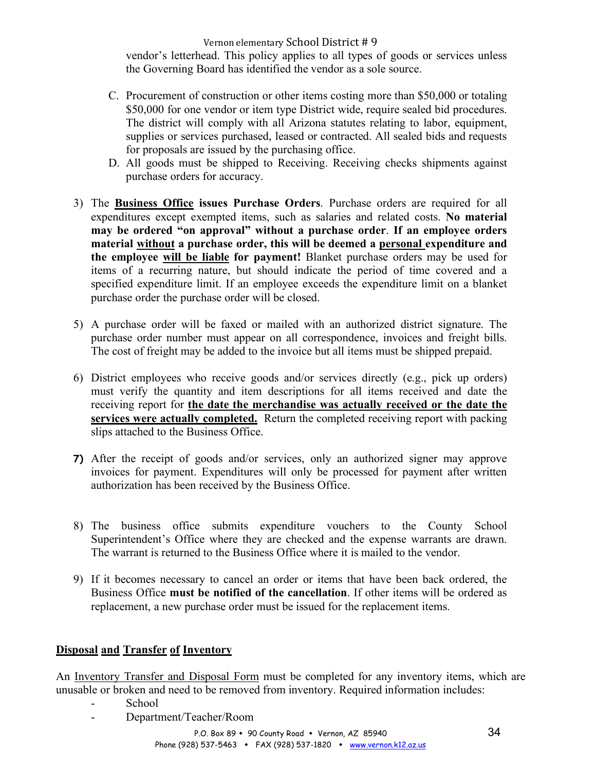vendor's letterhead. This policy applies to all types of goods or services unless the Governing Board has identified the vendor as a sole source.

C. Procurement of construction or other items costing more than $50,000 or totaling $50,000 for one vendor or item type District wide, require sealed bid procedures. The district will comply with all Arizona statutes relating to labor, equipment, supplies or services purchased, leased or contracted. All sealed bids and requests for proposals are issued by the purchasing office.

D. All goods must be shipped to Receiving. Receiving checks shipments against purchase orders for accuracy.

3) The **<u>Business Office</u> issues Purchase Orders**. Purchase orders are required for all expenditures except exempted items, such as salaries and related costs. **No material may be ordered "on approval" without a purchase order**. **If an employee orders material <u>without</u> a purchase order, this will be deemed a <u>personal</u> expenditure and the employee <u>will be liable</u> for payment!** Blanket purchase orders may be used for items of a recurring nature, but should indicate the period of time covered and a specified expenditure limit. If an employee exceeds the expenditure limit on a blanket purchase order the purchase order will be closed.

5) A purchase order will be faxed or mailed with an authorized district signature. The purchase order number must appear on all correspondence, invoices and freight bills. The cost of freight may be added to the invoice but all items must be shipped prepaid.

6) District employees who receive goods and/or services directly (e.g., pick up orders) must verify the quantity and item descriptions for all items received and date the receiving report for **<u>the date the merchandise was actually received or the date the services were actually completed.</u>** Return the completed receiving report with packing slips attached to the Business Office.

7) After the receipt of goods and/or services, only an authorized signer may approve invoices for payment. Expenditures will only be processed for payment after written authorization has been received by the Business Office.

8) The business office submits expenditure vouchers to the County School Superintendent's Office where they are checked and the expense warrants are drawn. The warrant is returned to the Business Office where it is mailed to the vendor.

9) If it becomes necessary to cancel an order or items that have been back ordered, the Business Office **must be notified of the cancellation**. If other items will be ordered as replacement, a new purchase order must be issued for the replacement items.

## <u>Disposal and Transfer of Inventory</u>

An <u>Inventory Transfer and Disposal Form</u> must be completed for any inventory items, which are unusable or broken and need to be removed from inventory. Required information includes:

- School
- Department/Teacher/Room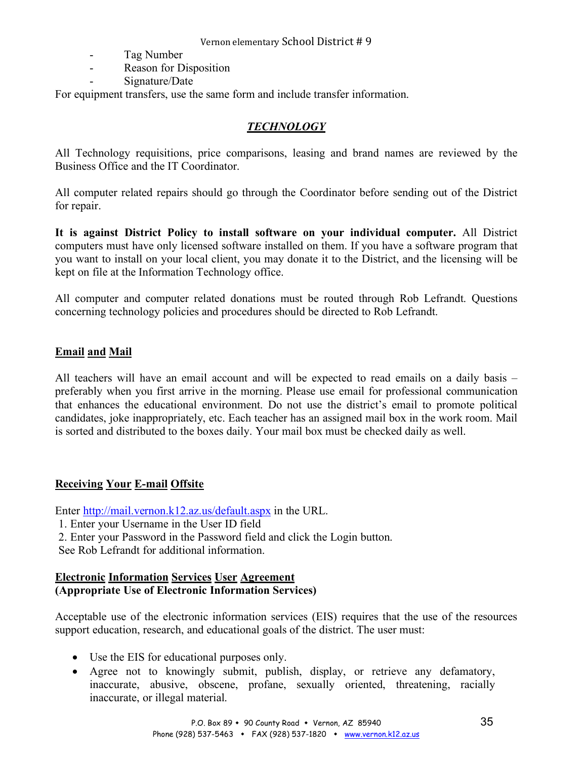- Tag Number
- Reason for Disposition
- Signature/Date

For equipment transfers, use the same form and include transfer information.

## *TECHNOLOGY*

All Technology requisitions, price comparisons, leasing and brand names are reviewed by the Business Office and the IT Coordinator.

All computer related repairs should go through the Coordinator before sending out of the District for repair.

**It is against District Policy to install software on your individual computer.** All District computers must have only licensed software installed on them. If you have a software program that you want to install on your local client, you may donate it to the District, and the licensing will be kept on file at the Information Technology office.

All computer and computer related donations must be routed through Rob Lefrandt. Questions concerning technology policies and procedures should be directed to Rob Lefrandt.

### Email and Mail

All teachers will have an email account and will be expected to read emails on a daily basis – preferably when you first arrive in the morning. Please use email for professional communication that enhances the educational environment. Do not use the district's email to promote political candidates, joke inappropriately, etc. Each teacher has an assigned mail box in the work room. Mail is sorted and distributed to the boxes daily. Your mail box must be checked daily as well.

### Receiving Your E-mail Offsite

Enter http://mail.vernon.k12.az.us/default.aspx in the URL.

1. Enter your Username in the User ID field
2. Enter your Password in the Password field and click the Login button.

See Rob Lefrandt for additional information.

### Electronic Information Services User Agreement
**(Appropriate Use of Electronic Information Services)**

Acceptable use of the electronic information services (EIS) requires that the use of the resources support education, research, and educational goals of the district. The user must:

- Use the EIS for educational purposes only.
- Agree not to knowingly submit, publish, display, or retrieve any defamatory, inaccurate, abusive, obscene, profane, sexually oriented, threatening, racially inaccurate, or illegal material.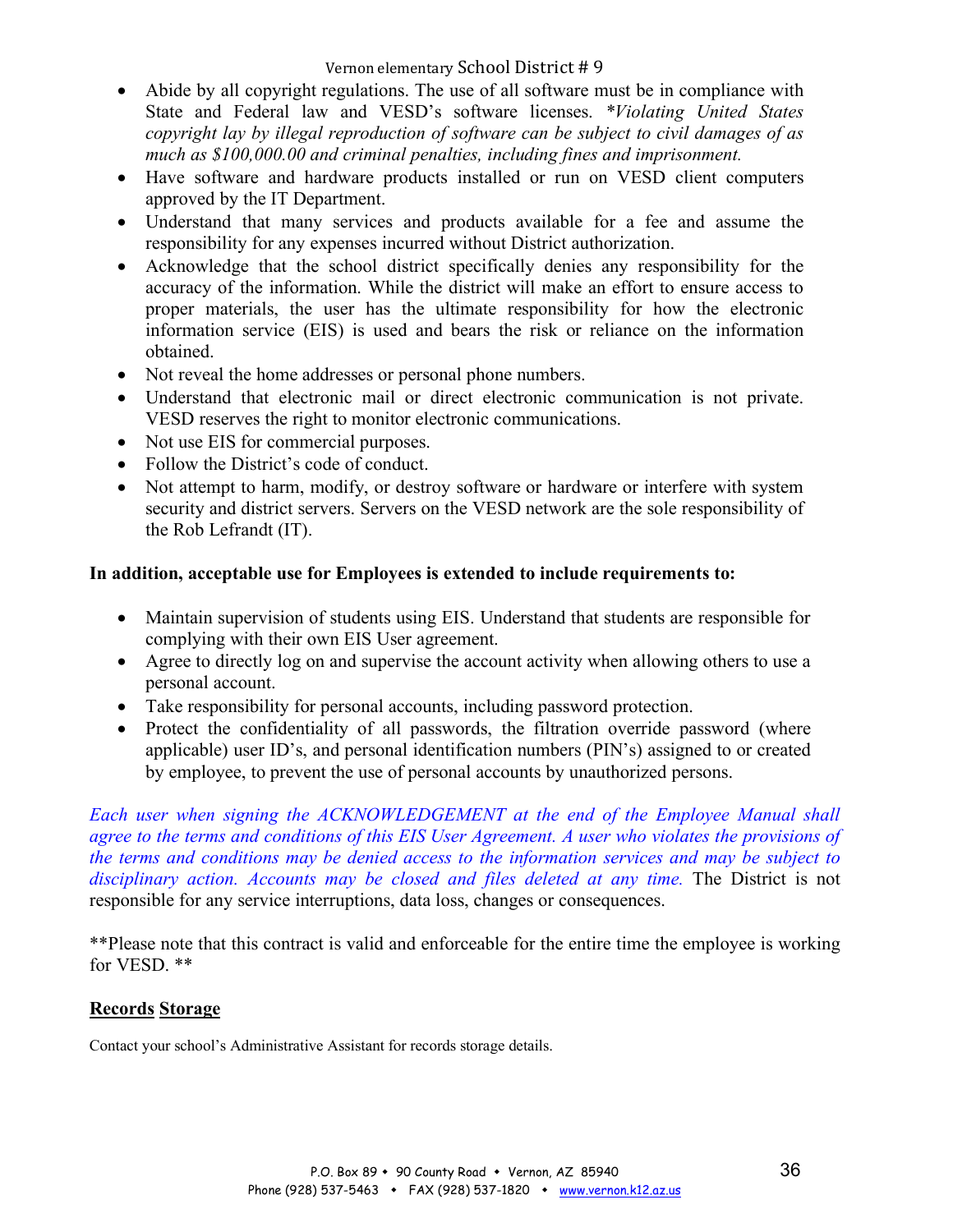- Abide by all copyright regulations. The use of all software must be in compliance with State and Federal law and VESD's software licenses. **Violating United States copyright lay by illegal reproduction of software can be subject to civil damages of as much as $100,000.00 and criminal penalties, including fines and imprisonment.*
- Have software and hardware products installed or run on VESD client computers approved by the IT Department.
- Understand that many services and products available for a fee and assume the responsibility for any expenses incurred without District authorization.
- Acknowledge that the school district specifically denies any responsibility for the accuracy of the information. While the district will make an effort to ensure access to proper materials, the user has the ultimate responsibility for how the electronic information service (EIS) is used and bears the risk or reliance on the information obtained.
- Not reveal the home addresses or personal phone numbers.
- Understand that electronic mail or direct electronic communication is not private. VESD reserves the right to monitor electronic communications.
- Not use EIS for commercial purposes.
- Follow the District's code of conduct.
- Not attempt to harm, modify, or destroy software or hardware or interfere with system security and district servers. Servers on the VESD network are the sole responsibility of the Rob Lefrandt (IT).

**In addition, acceptable use for Employees is extended to include requirements to:**

- Maintain supervision of students using EIS. Understand that students are responsible for complying with their own EIS User agreement.
- Agree to directly log on and supervise the account activity when allowing others to use a personal account.
- Take responsibility for personal accounts, including password protection.
- Protect the confidentiality of all passwords, the filtration override password (where applicable) user ID's, and personal identification numbers (PIN's) assigned to or created by employee, to prevent the use of personal accounts by unauthorized persons.

*Each user when signing the ACKNOWLEDGEMENT at the end of the Employee Manual shall agree to the terms and conditions of this EIS User Agreement. A user who violates the provisions of the terms and conditions may be denied access to the information services and may be subject to disciplinary action. Accounts may be closed and files deleted at any time.* The District is not responsible for any service interruptions, data loss, changes or consequences.

**Please note that this contract is valid and enforceable for the entire time the employee is working for VESD. **

## Records Storage

Contact your school's Administrative Assistant for records storage details.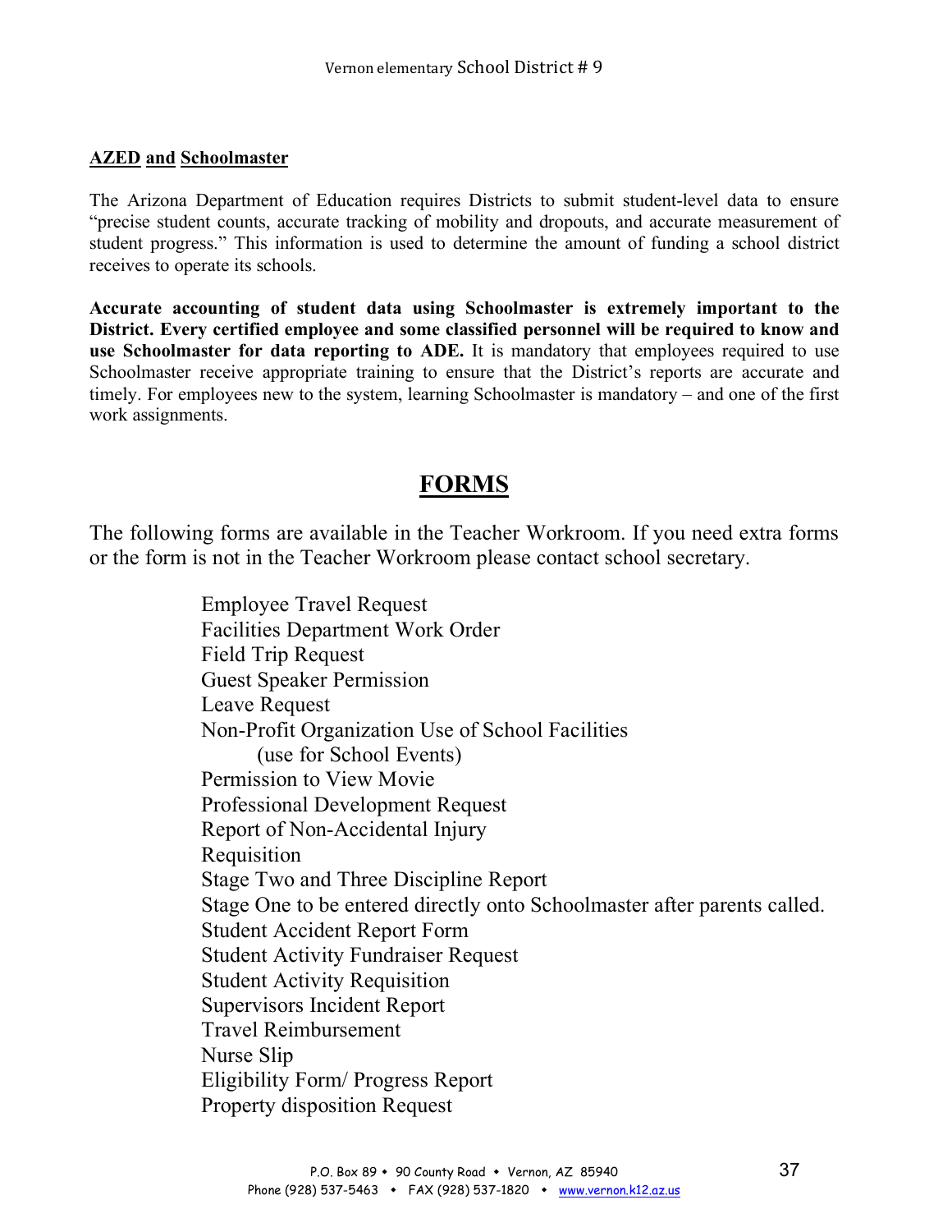**<u>AZED</u> <u>and</u> <u>Schoolmaster</u>**

The Arizona Department of Education requires Districts to submit student-level data to ensure "precise student counts, accurate tracking of mobility and dropouts, and accurate measurement of student progress." This information is used to determine the amount of funding a school district receives to operate its schools.

**Accurate accounting of student data using Schoolmaster is extremely important to the District. Every certified employee and some classified personnel will be required to know and use Schoolmaster for data reporting to ADE.** It is mandatory that employees required to use Schoolmaster receive appropriate training to ensure that the District's reports are accurate and timely. For employees new to the system, learning Schoolmaster is mandatory – and one of the first work assignments.

## FORMS

The following forms are available in the Teacher Workroom. If you need extra forms or the form is not in the Teacher Workroom please contact school secretary.

- Employee Travel Request
- Facilities Department Work Order
- Field Trip Request
- Guest Speaker Permission
- Leave Request
- Non-Profit Organization Use of School Facilities
  (use for School Events)
- Permission to View Movie
- Professional Development Request
- Report of Non-Accidental Injury
- Requisition
- Stage Two and Three Discipline Report
- Stage One to be entered directly onto Schoolmaster after parents called.
- Student Accident Report Form
- Student Activity Fundraiser Request
- Student Activity Requisition
- Supervisors Incident Report
- Travel Reimbursement
- Nurse Slip
- Eligibility Form/ Progress Report
- Property disposition Request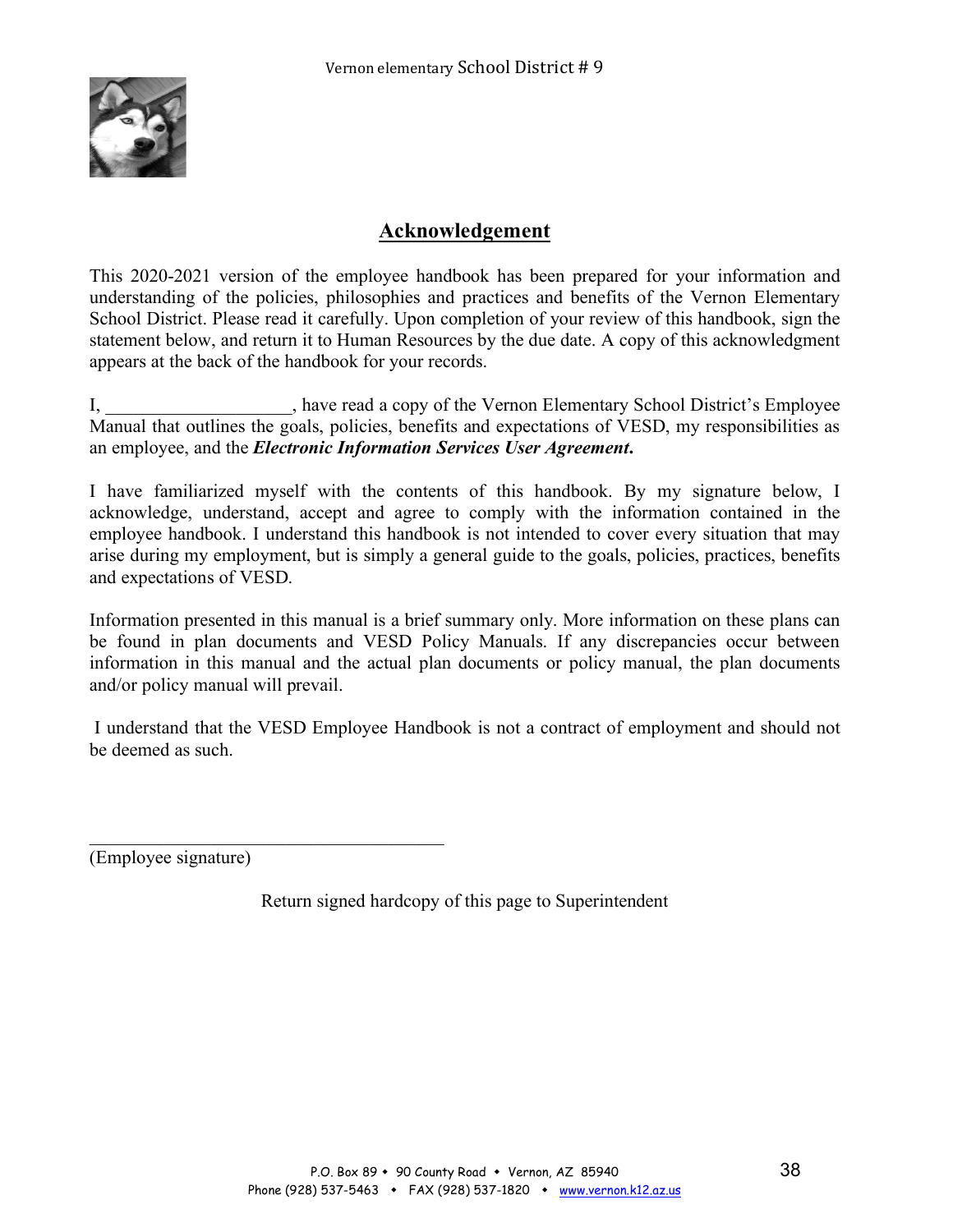## Acknowledgement

This 2020-2021 version of the employee handbook has been prepared for your information and understanding of the policies, philosophies and practices and benefits of the Vernon Elementary School District. Please read it carefully. Upon completion of your review of this handbook, sign the statement below, and return it to Human Resources by the due date. A copy of this acknowledgment appears at the back of the handbook for your records.

I, ____________________, have read a copy of the Vernon Elementary School District's Employee Manual that outlines the goals, policies, benefits and expectations of VESD, my responsibilities as an employee, and the ***Electronic Information Services User Agreement*.**

I have familiarized myself with the contents of this handbook. By my signature below, I acknowledge, understand, accept and agree to comply with the information contained in the employee handbook. I understand this handbook is not intended to cover every situation that may arise during my employment, but is simply a general guide to the goals, policies, practices, benefits and expectations of VESD.

Information presented in this manual is a brief summary only. More information on these plans can be found in plan documents and VESD Policy Manuals. If any discrepancies occur between information in this manual and the actual plan documents or policy manual, the plan documents and/or policy manual will prevail.

I understand that the VESD Employee Handbook is not a contract of employment and should not be deemed as such.

________________________________________
(Employee signature)

Return signed hardcopy of this page to Superintendent